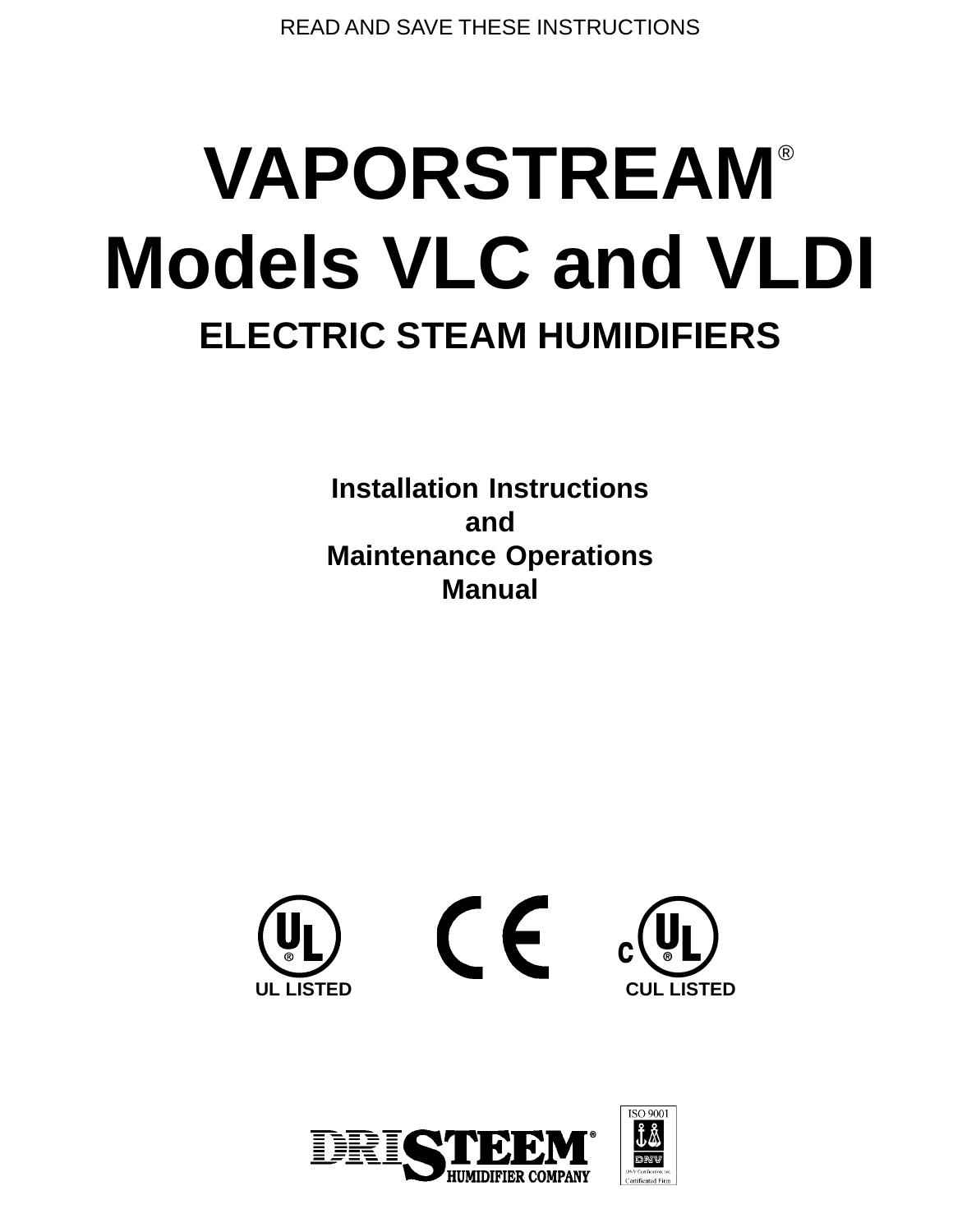READ AND SAVE THESE INSTRUCTIONS

# VAPORSTREAM®
# Models VLC and VLDI

## ELECTRIC STEAM HUMIDIFIERS

**Installation Instructions**
**and**
**Maintenance Operations**
**Manual**

UL LISTED

CUL LISTED

DRISTEEM® HUMIDIFIER COMPANY

ISO 9001
DNV Certification, Inc.
Certificated Firm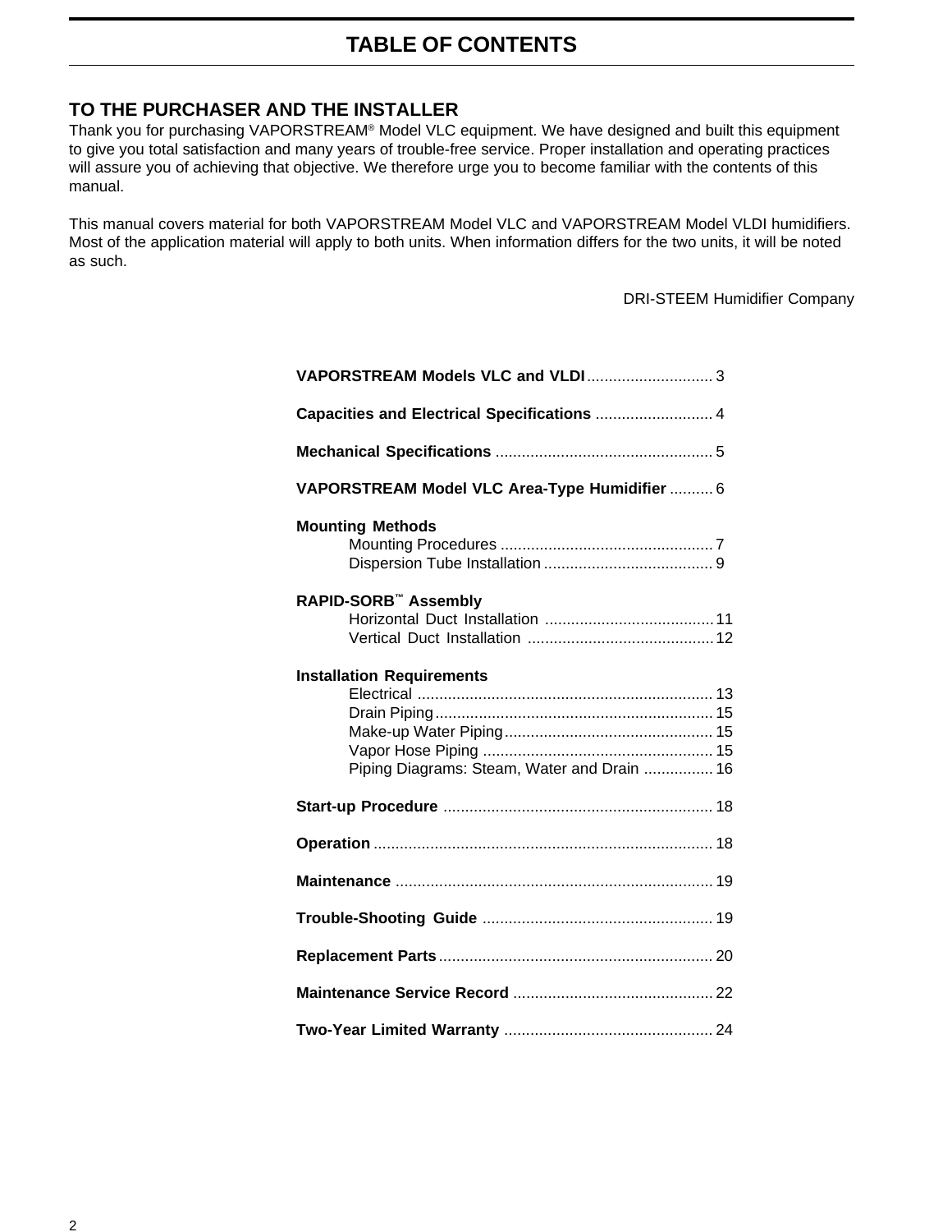# TABLE OF CONTENTS

## TO THE PURCHASER AND THE INSTALLER

Thank you for purchasing VAPORSTREAM® Model VLC equipment. We have designed and built this equipment to give you total satisfaction and many years of trouble-free service. Proper installation and operating practices will assure you of achieving that objective. We therefore urge you to become familiar with the contents of this manual.

This manual covers material for both VAPORSTREAM Model VLC and VAPORSTREAM Model VLDI humidifiers. Most of the application material will apply to both units. When information differs for the two units, it will be noted as such.

DRI-STEEM Humidifier Company

**VAPORSTREAM Models VLC and VLDI** ............................ 3

**Capacities and Electrical Specifications** ........................... 4

**Mechanical Specifications** .................................................. 5

**VAPORSTREAM Model VLC Area-Type Humidifier** .......... 6

**Mounting Methods**
- Mounting Procedures ................................................. 7
- Dispersion Tube Installation ....................................... 9

**RAPID-SORB™ Assembly**
- Horizontal Duct Installation ....................................... 11
- Vertical Duct Installation ........................................... 12

**Installation Requirements**
- Electrical .................................................................... 13
- Drain Piping ................................................................ 15
- Make-up Water Piping ................................................ 15
- Vapor Hose Piping ..................................................... 15
- Piping Diagrams: Steam, Water and Drain ................ 16

**Start-up Procedure** .............................................................. 18

**Operation** ............................................................................. 18

**Maintenance** ......................................................................... 19

**Trouble-Shooting Guide** ..................................................... 19

**Replacement Parts** .............................................................. 20

**Maintenance Service Record** .............................................. 22

**Two-Year Limited Warranty** ................................................ 24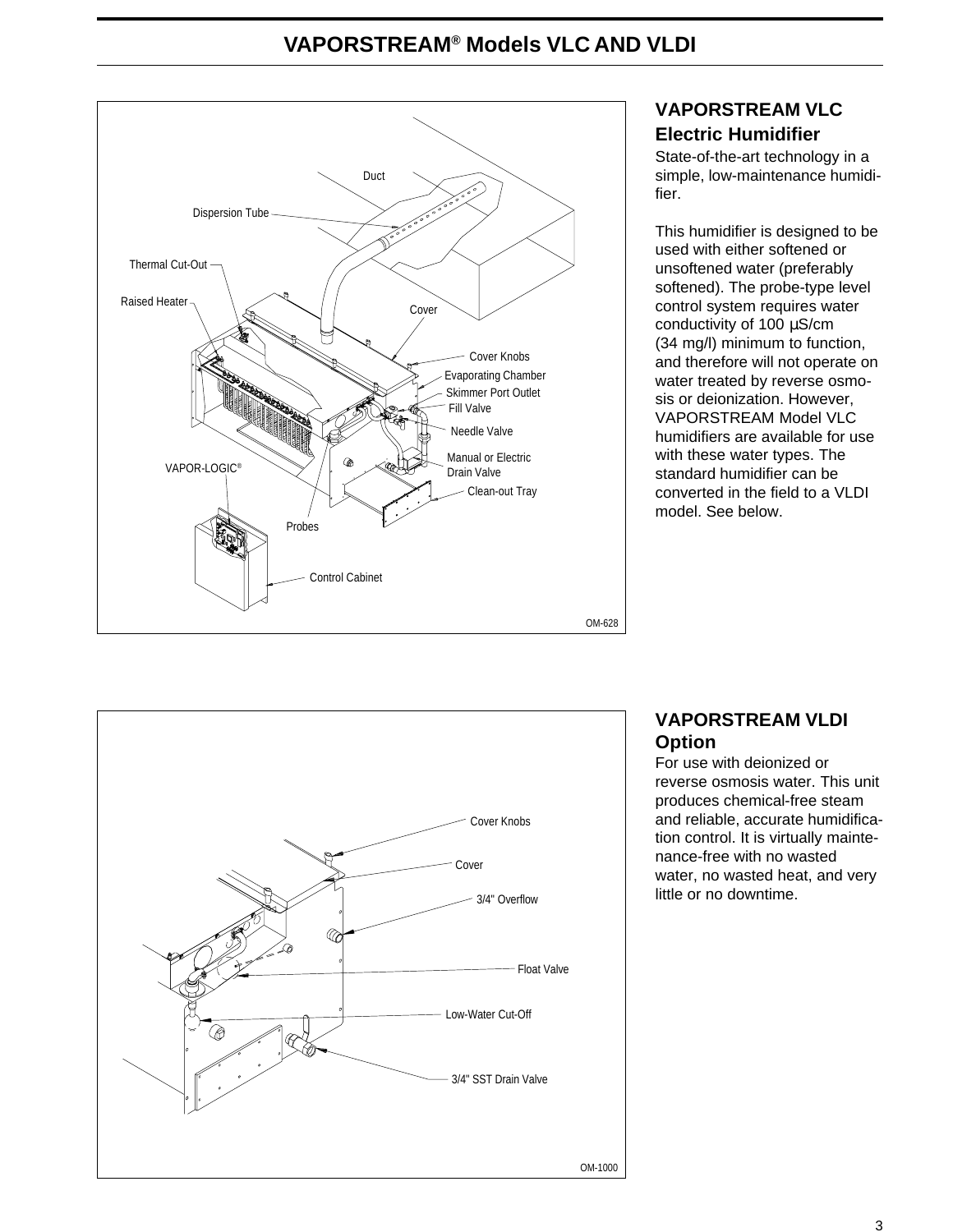# VAPORSTREAM® Models VLC AND VLDI

Duct

Dispersion Tube

Thermal Cut-Out

Raised Heater

Cover

Cover Knobs

Evaporating Chamber

Skimmer Port Outlet

Fill Valve

Needle Valve

Manual or Electric Drain Valve

Clean-out Tray

VAPOR-LOGIC®

Probes

Control Cabinet

OM-628

## VAPORSTREAM VLC Electric Humidifier

State-of-the-art technology in a simple, low-maintenance humidifier.

This humidifier is designed to be used with either softened or unsoftened water (preferably softened). The probe-type level control system requires water conductivity of 100 µS/cm (34 mg/l) minimum to function, and therefore will not operate on water treated by reverse osmosis or deionization. However, VAPORSTREAM Model VLC humidifiers are available for use with these water types. The standard humidifier can be converted in the field to a VLDI model. See below.

Cover Knobs

Cover

3/4" Overflow

Float Valve

Low-Water Cut-Off

3/4" SST Drain Valve

OM-1000

## VAPORSTREAM VLDI Option

For use with deionized or reverse osmosis water. This unit produces chemical-free steam and reliable, accurate humidification control. It is virtually maintenance-free with no wasted water, no wasted heat, and very little or no downtime.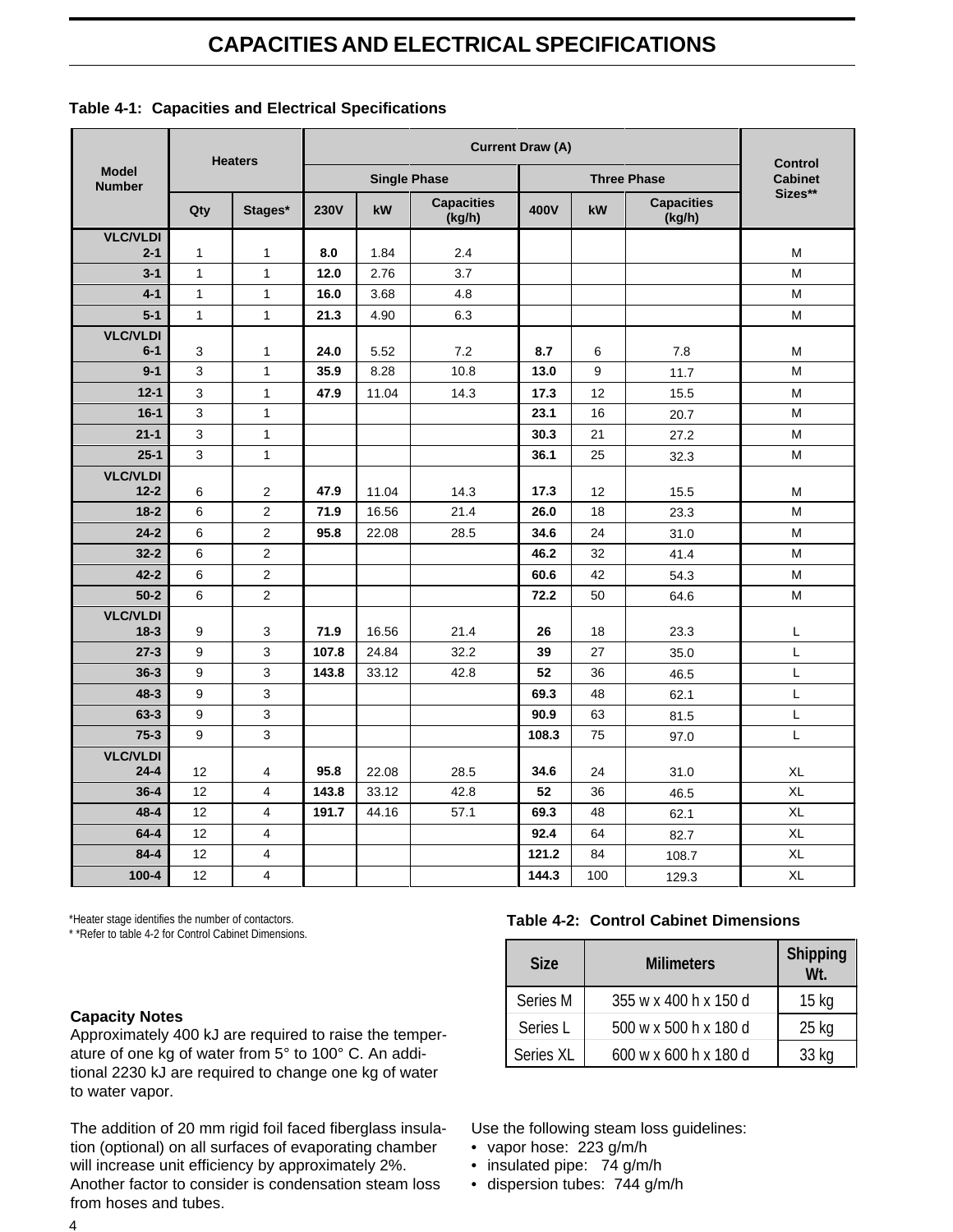# CAPACITIES AND ELECTRICAL SPECIFICATIONS

**Table 4-1: Capacities and Electrical Specifications**

| Model Number | Heaters | | Current Draw (A) | | | | | | Control Cabinet Sizes** |
|---|---|---|---|---|---|---|---|---|---|
| | | | Single Phase | | | Three Phase | | | |
| | Qty | Stages* | 230V | kW | Capacities (kg/h) | 400V | kW | Capacities (kg/h) | |
| VLC/VLDI 2-1 | 1 | 1 | **8.0** | 1.84 | 2.4 | | | | M |
| 3-1 | 1 | 1 | **12.0** | 2.76 | 3.7 | | | | M |
| 4-1 | 1 | 1 | **16.0** | 3.68 | 4.8 | | | | M |
| 5-1 | 1 | 1 | **21.3** | 4.90 | 6.3 | | | | M |
| VLC/VLDI 6-1 | 3 | 1 | **24.0** | 5.52 | 7.2 | **8.7** | 6 | 7.8 | M |
| 9-1 | 3 | 1 | **35.9** | 8.28 | 10.8 | **13.0** | 9 | 11.7 | M |
| 12-1 | 3 | 1 | **47.9** | 11.04 | 14.3 | **17.3** | 12 | 15.5 | M |
| 16-1 | 3 | 1 | | | | **23.1** | 16 | 20.7 | M |
| 21-1 | 3 | 1 | | | | **30.3** | 21 | 27.2 | M |
| 25-1 | 3 | 1 | | | | **36.1** | 25 | 32.3 | M |
| VLC/VLDI 12-2 | 6 | 2 | **47.9** | 11.04 | 14.3 | **17.3** | 12 | 15.5 | M |
| 18-2 | 6 | 2 | **71.9** | 16.56 | 21.4 | **26.0** | 18 | 23.3 | M |
| 24-2 | 6 | 2 | **95.8** | 22.08 | 28.5 | **34.6** | 24 | 31.0 | M |
| 32-2 | 6 | 2 | | | | **46.2** | 32 | 41.4 | M |
| 42-2 | 6 | 2 | | | | **60.6** | 42 | 54.3 | M |
| 50-2 | 6 | 2 | | | | **72.2** | 50 | 64.6 | M |
| VLC/VLDI 18-3 | 9 | 3 | **71.9** | 16.56 | 21.4 | **26** | 18 | 23.3 | L |
| 27-3 | 9 | 3 | **107.8** | 24.84 | 32.2 | **39** | 27 | 35.0 | L |
| 36-3 | 9 | 3 | **143.8** | 33.12 | 42.8 | **52** | 36 | 46.5 | L |
| 48-3 | 9 | 3 | | | | **69.3** | 48 | 62.1 | L |
| 63-3 | 9 | 3 | | | | **90.9** | 63 | 81.5 | L |
| 75-3 | 9 | 3 | | | | **108.3** | 75 | 97.0 | L |
| VLC/VLDI 24-4 | 12 | 4 | **95.8** | 22.08 | 28.5 | **34.6** | 24 | 31.0 | XL |
| 36-4 | 12 | 4 | **143.8** | 33.12 | 42.8 | **52** | 36 | 46.5 | XL |
| 48-4 | 12 | 4 | **191.7** | 44.16 | 57.1 | **69.3** | 48 | 62.1 | XL |
| 64-4 | 12 | 4 | | | | **92.4** | 64 | 82.7 | XL |
| 84-4 | 12 | 4 | | | | **121.2** | 84 | 108.7 | XL |
| 100-4 | 12 | 4 | | | | **144.3** | 100 | 129.3 | XL |

*Heater stage identifies the number of contactors.
* *Refer to table 4-2 for Control Cabinet Dimensions.

**Table 4-2: Control Cabinet Dimensions**

| Size | Milimeters | Shipping Wt. |
|---|---|---|
| Series M | 355 w x 400 h x 150 d | 15 kg |
| Series L | 500 w x 500 h x 180 d | 25 kg |
| Series XL | 600 w x 600 h x 180 d | 33 kg |

**Capacity Notes**
Approximately 400 kJ are required to raise the temperature of one kg of water from 5° to 100° C. An additional 2230 kJ are required to change one kg of water to water vapor.

The addition of 20 mm rigid foil faced fiberglass insulation (optional) on all surfaces of evaporating chamber will increase unit efficiency by approximately 2%. Another factor to consider is condensation steam loss from hoses and tubes.

Use the following steam loss guidelines:

- vapor hose: 223 g/m/h
- insulated pipe: 74 g/m/h
- dispersion tubes: 744 g/m/h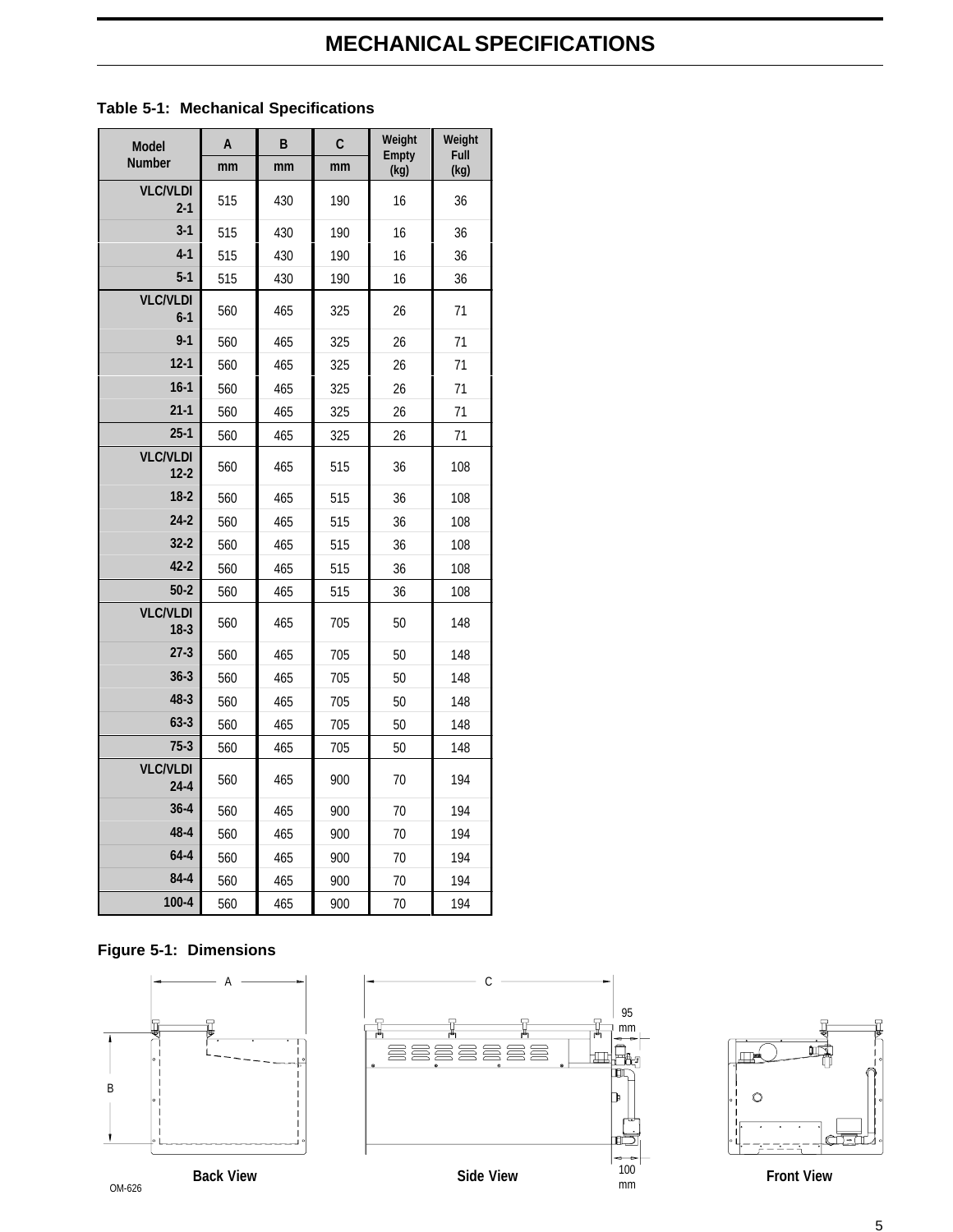# MECHANICAL SPECIFICATIONS

**Table 5-1: Mechanical Specifications**

| Model Number | A mm | B mm | C mm | Weight Empty (kg) | Weight Full (kg) |
|---|---|---|---|---|---|
| VLC/VLDI 2-1 | 515 | 430 | 190 | 16 | 36 |
| 3-1 | 515 | 430 | 190 | 16 | 36 |
| 4-1 | 515 | 430 | 190 | 16 | 36 |
| 5-1 | 515 | 430 | 190 | 16 | 36 |
| VLC/VLDI 6-1 | 560 | 465 | 325 | 26 | 71 |
| 9-1 | 560 | 465 | 325 | 26 | 71 |
| 12-1 | 560 | 465 | 325 | 26 | 71 |
| 16-1 | 560 | 465 | 325 | 26 | 71 |
| 21-1 | 560 | 465 | 325 | 26 | 71 |
| 25-1 | 560 | 465 | 325 | 26 | 71 |
| VLC/VLDI 12-2 | 560 | 465 | 515 | 36 | 108 |
| 18-2 | 560 | 465 | 515 | 36 | 108 |
| 24-2 | 560 | 465 | 515 | 36 | 108 |
| 32-2 | 560 | 465 | 515 | 36 | 108 |
| 42-2 | 560 | 465 | 515 | 36 | 108 |
| 50-2 | 560 | 465 | 515 | 36 | 108 |
| VLC/VLDI 18-3 | 560 | 465 | 705 | 50 | 148 |
| 27-3 | 560 | 465 | 705 | 50 | 148 |
| 36-3 | 560 | 465 | 705 | 50 | 148 |
| 48-3 | 560 | 465 | 705 | 50 | 148 |
| 63-3 | 560 | 465 | 705 | 50 | 148 |
| 75-3 | 560 | 465 | 705 | 50 | 148 |
| VLC/VLDI 24-4 | 560 | 465 | 900 | 70 | 194 |
| 36-4 | 560 | 465 | 900 | 70 | 194 |
| 48-4 | 560 | 465 | 900 | 70 | 194 |
| 64-4 | 560 | 465 | 900 | 70 | 194 |
| 84-4 | 560 | 465 | 900 | 70 | 194 |
| 100-4 | 560 | 465 | 900 | 70 | 194 |

**Figure 5-1: Dimensions**

A  
B  
C  
95 mm  
100 mm

Back View  
Side View  
Front View  
OM-626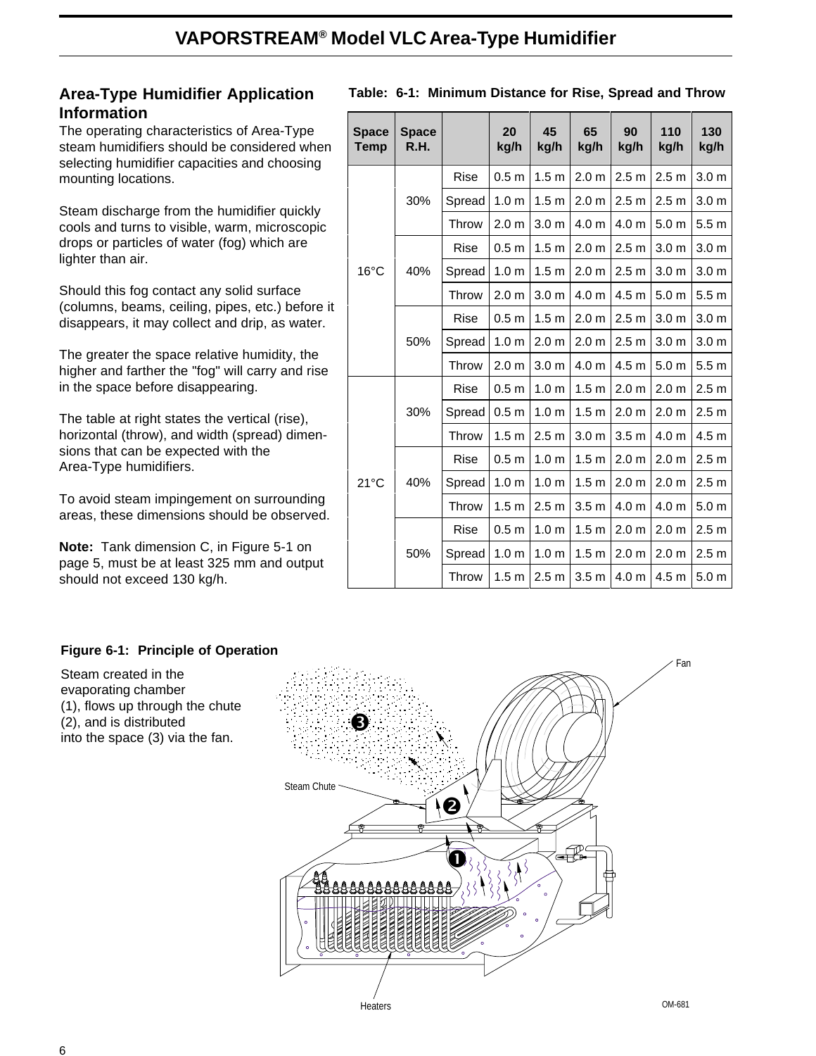## Area-Type Humidifier Application Information

The operating characteristics of Area-Type steam humidifiers should be considered when selecting humidifier capacities and choosing mounting locations.

Steam discharge from the humidifier quickly cools and turns to visible, warm, microscopic drops or particles of water (fog) which are lighter than air.

Should this fog contact any solid surface (columns, beams, ceiling, pipes, etc.) before it disappears, it may collect and drip, as water.

The greater the space relative humidity, the higher and farther the "fog" will carry and rise in the space before disappearing.

The table at right states the vertical (rise), horizontal (throw), and width (spread) dimensions that can be expected with the Area-Type humidifiers.

To avoid steam impingement on surrounding areas, these dimensions should be observed.

**Note:** Tank dimension C, in Figure 5-1 on page 5, must be at least 325 mm and output should not exceed 130 kg/h.

**Table: 6-1: Minimum Distance for Rise, Spread and Throw**

| Space Temp | Space R.H. | | 20 kg/h | 45 kg/h | 65 kg/h | 90 kg/h | 110 kg/h | 130 kg/h |
|---|---|---|---|---|---|---|---|---|
| 16°C | 30% | Rise | 0.5 m | 1.5 m | 2.0 m | 2.5 m | 2.5 m | 3.0 m |
| | | Spread | 1.0 m | 1.5 m | 2.0 m | 2.5 m | 2.5 m | 3.0 m |
| | | Throw | 2.0 m | 3.0 m | 4.0 m | 4.0 m | 5.0 m | 5.5 m |
| | 40% | Rise | 0.5 m | 1.5 m | 2.0 m | 2.5 m | 3.0 m | 3.0 m |
| | | Spread | 1.0 m | 1.5 m | 2.0 m | 2.5 m | 3.0 m | 3.0 m |
| | | Throw | 2.0 m | 3.0 m | 4.0 m | 4.5 m | 5.0 m | 5.5 m |
| | 50% | Rise | 0.5 m | 1.5 m | 2.0 m | 2.5 m | 3.0 m | 3.0 m |
| | | Spread | 1.0 m | 2.0 m | 2.0 m | 2.5 m | 3.0 m | 3.0 m |
| | | Throw | 2.0 m | 3.0 m | 4.0 m | 4.5 m | 5.0 m | 5.5 m |
| 21°C | 30% | Rise | 0.5 m | 1.0 m | 1.5 m | 2.0 m | 2.0 m | 2.5 m |
| | | Spread | 0.5 m | 1.0 m | 1.5 m | 2.0 m | 2.0 m | 2.5 m |
| | | Throw | 1.5 m | 2.5 m | 3.0 m | 3.5 m | 4.0 m | 4.5 m |
| | 40% | Rise | 0.5 m | 1.0 m | 1.5 m | 2.0 m | 2.0 m | 2.5 m |
| | | Spread | 1.0 m | 1.0 m | 1.5 m | 2.0 m | 2.0 m | 2.5 m |
| | | Throw | 1.5 m | 2.5 m | 3.5 m | 4.0 m | 4.0 m | 5.0 m |
| | 50% | Rise | 0.5 m | 1.0 m | 1.5 m | 2.0 m | 2.0 m | 2.5 m |
| | | Spread | 1.0 m | 1.0 m | 1.5 m | 2.0 m | 2.0 m | 2.5 m |
| | | Throw | 1.5 m | 2.5 m | 3.5 m | 4.0 m | 4.5 m | 5.0 m |

**Figure 6-1: Principle of Operation**

Steam created in the evaporating chamber (1), flows up through the chute (2), and is distributed into the space (3) via the fan.

Fan

Steam Chute

Heaters

OM-681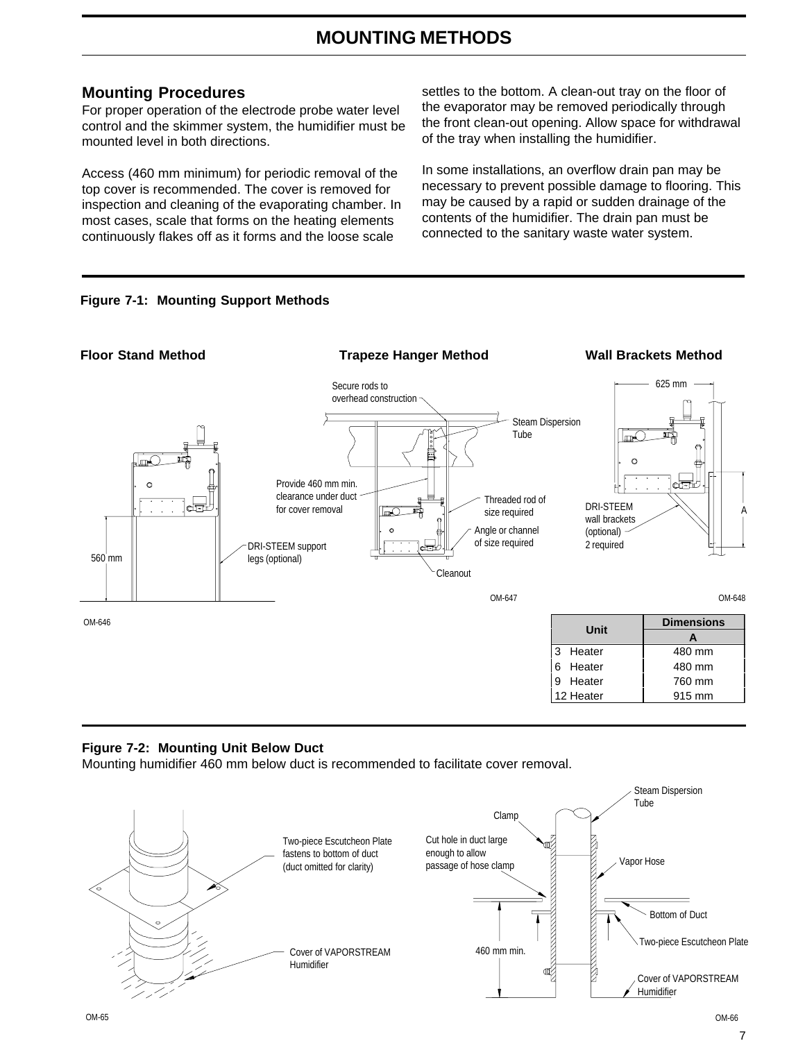# MOUNTING METHODS

## Mounting Procedures

For proper operation of the electrode probe water level control and the skimmer system, the humidifier must be mounted level in both directions.

Access (460 mm minimum) for periodic removal of the top cover is recommended. The cover is removed for inspection and cleaning of the evaporating chamber. In most cases, scale that forms on the heating elements continuously flakes off as it forms and the loose scale settles to the bottom. A clean-out tray on the floor of the evaporator may be removed periodically through the front clean-out opening. Allow space for withdrawal of the tray when installing the humidifier.

In some installations, an overflow drain pan may be necessary to prevent possible damage to flooring. This may be caused by a rapid or sudden drainage of the contents of the humidifier. The drain pan must be connected to the sanitary waste water system.

**Figure 7-1: Mounting Support Methods**

**Floor Stand Method** — 560 mm; DRI-STEEM support legs (optional). OM-646

**Trapeze Hanger Method** — Secure rods to overhead construction; Steam Dispersion Tube; Provide 460 mm min. clearance under duct for cover removal; Threaded rod of size required; Angle or channel of size required; Cleanout. OM-647

**Wall Brackets Method** — 625 mm; DRI-STEEM wall brackets (optional) 2 required; A. OM-648

| Unit | Dimensions |
|---|---|
| | A |
| 3 Heater | 480 mm |
| 6 Heater | 480 mm |
| 9 Heater | 760 mm |
| 12 Heater | 915 mm |

**Figure 7-2: Mounting Unit Below Duct**

Mounting humidifier 460 mm below duct is recommended to facilitate cover removal.

Two-piece Escutcheon Plate fastens to bottom of duct (duct omitted for clarity); Cover of VAPORSTREAM Humidifier. OM-65

Steam Dispersion Tube; Clamp; Cut hole in duct large enough to allow passage of hose clamp; Vapor Hose; Bottom of Duct; Two-piece Escutcheon Plate; 460 mm min.; Cover of VAPORSTREAM Humidifier. OM-66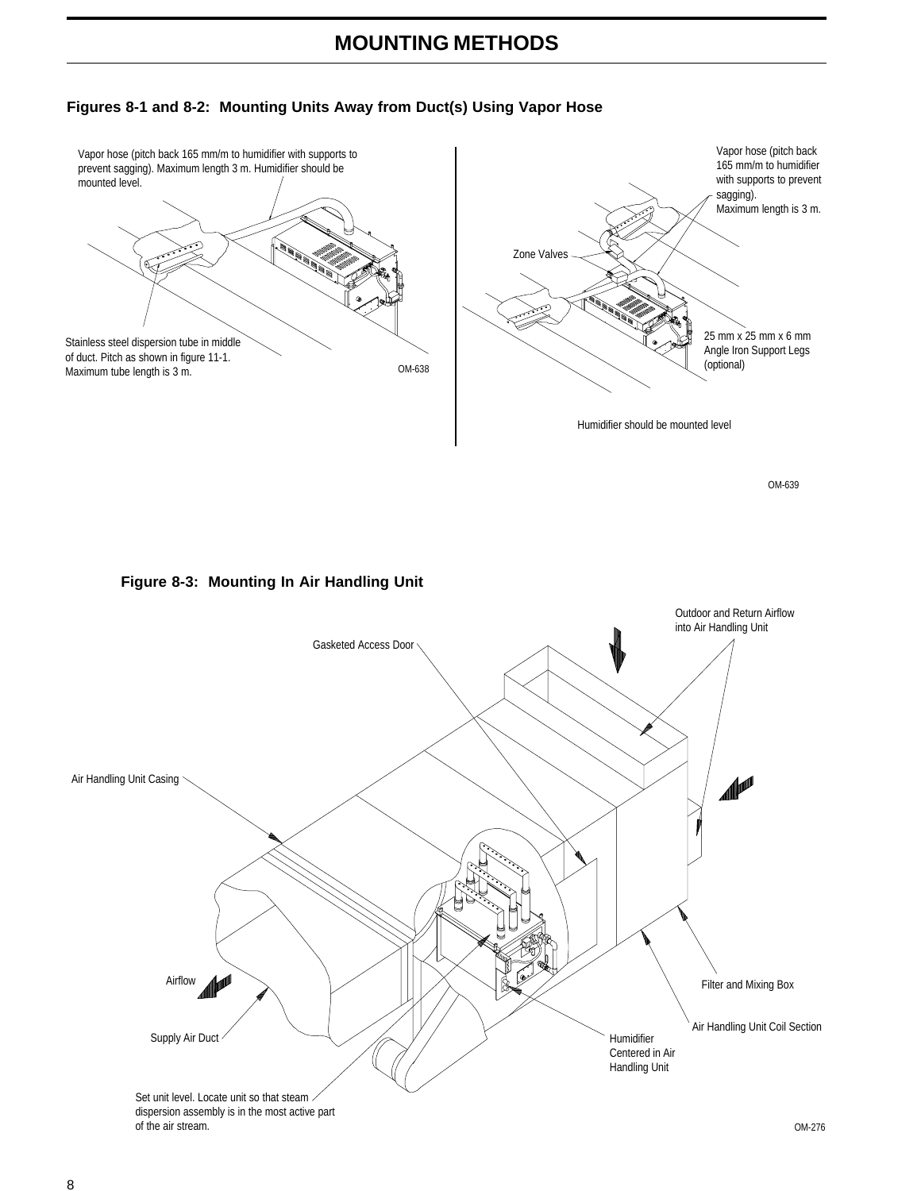# MOUNTING METHODS

### Figures 8-1 and 8-2: Mounting Units Away from Duct(s) Using Vapor Hose

Vapor hose (pitch back 165 mm/m to humidifier with supports to prevent sagging). Maximum length 3 m. Humidifier should be mounted level.

Stainless steel dispersion tube in middle of duct. Pitch as shown in figure 11-1. Maximum tube length is 3 m.

OM-638

Vapor hose (pitch back 165 mm/m to humidifier with supports to prevent sagging). Maximum length is 3 m.

Zone Valves

25 mm x 25 mm x 6 mm Angle Iron Support Legs (optional)

Humidifier should be mounted level

OM-639

### Figure 8-3: Mounting In Air Handling Unit

Outdoor and Return Airflow into Air Handling Unit

Gasketed Access Door

Air Handling Unit Casing

Airflow

Filter and Mixing Box

Air Handling Unit Coil Section

Supply Air Duct

Humidifier Centered in Air Handling Unit

Set unit level. Locate unit so that steam dispersion assembly is in the most active part of the air stream.

OM-276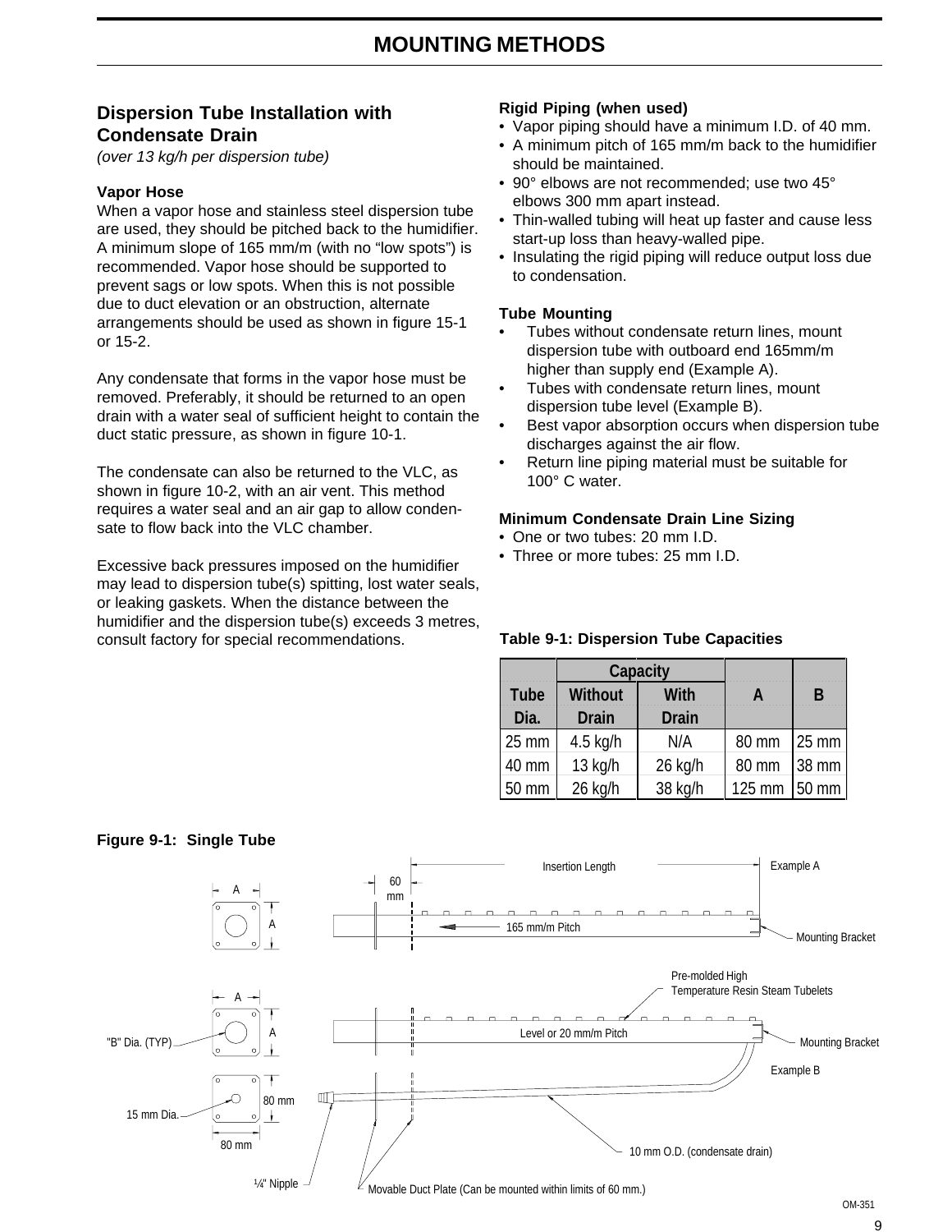# MOUNTING METHODS

## Dispersion Tube Installation with Condensate Drain

*(over 13 kg/h per dispersion tube)*

### Vapor Hose

When a vapor hose and stainless steel dispersion tube are used, they should be pitched back to the humidifier. A minimum slope of 165 mm/m (with no "low spots") is recommended. Vapor hose should be supported to prevent sags or low spots. When this is not possible due to duct elevation or an obstruction, alternate arrangements should be used as shown in figure 15-1 or 15-2.

Any condensate that forms in the vapor hose must be removed. Preferably, it should be returned to an open drain with a water seal of sufficient height to contain the duct static pressure, as shown in figure 10-1.

The condensate can also be returned to the VLC, as shown in figure 10-2, with an air vent. This method requires a water seal and an air gap to allow condensate to flow back into the VLC chamber.

Excessive back pressures imposed on the humidifier may lead to dispersion tube(s) spitting, lost water seals, or leaking gaskets. When the distance between the humidifier and the dispersion tube(s) exceeds 3 metres, consult factory for special recommendations.

### Rigid Piping (when used)

- Vapor piping should have a minimum I.D. of 40 mm.
- A minimum pitch of 165 mm/m back to the humidifier should be maintained.
- 90° elbows are not recommended; use two 45° elbows 300 mm apart instead.
- Thin-walled tubing will heat up faster and cause less start-up loss than heavy-walled pipe.
- Insulating the rigid piping will reduce output loss due to condensation.

### Tube Mounting

- Tubes without condensate return lines, mount dispersion tube with outboard end 165mm/m higher than supply end (Example A).
- Tubes with condensate return lines, mount dispersion tube level (Example B).
- Best vapor absorption occurs when dispersion tube discharges against the air flow.
- Return line piping material must be suitable for 100° C water.

### Minimum Condensate Drain Line Sizing

- One or two tubes: 20 mm I.D.
- Three or more tubes: 25 mm I.D.

**Table 9-1: Dispersion Tube Capacities**

| Tube Dia. | Capacity | | A | B |
|---|---|---|---|---|
| | Without Drain | With Drain | | |
| 25 mm | 4.5 kg/h | N/A | 80 mm | 25 mm |
| 40 mm | 13 kg/h | 26 kg/h | 80 mm | 38 mm |
| 50 mm | 26 kg/h | 38 kg/h | 125 mm | 50 mm |

**Figure 9-1: Single Tube**

A, A, 60 mm, Insertion Length, Example A, 165 mm/m Pitch, Mounting Bracket, Pre-molded High Temperature Resin Steam Tubelets, "B" Dia. (TYP), Level or 20 mm/m Pitch, Mounting Bracket, Example B, 15 mm Dia., 80 mm, 80 mm, 10 mm O.D. (condensate drain), ¼" Nipple, Movable Duct Plate (Can be mounted within limits of 60 mm.)

OM-351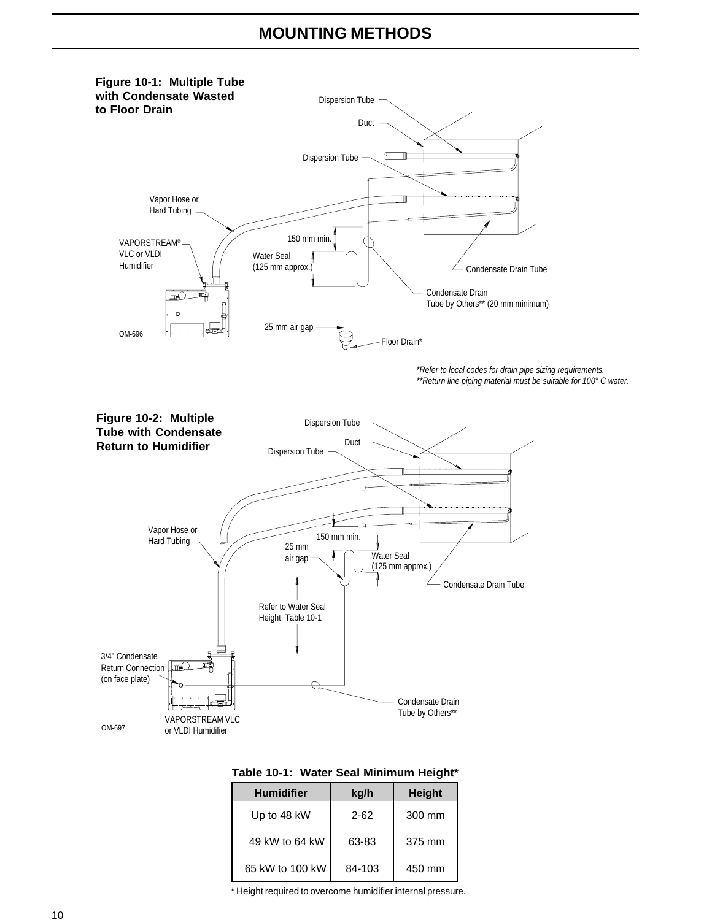# MOUNTING METHODS

**Figure 10-1: Multiple Tube with Condensate Wasted to Floor Drain**

Dispersion Tube

Duct

Dispersion Tube

Vapor Hose or Hard Tubing

VAPORSTREAM® VLC or VLDI Humidifier

150 mm min.

Water Seal (125 mm approx.)

Condensate Drain Tube

Condensate Drain Tube by Others** (20 mm minimum)

25 mm air gap

Floor Drain*

OM-696

*\*Refer to local codes for drain pipe sizing requirements.*
*\*\*Return line piping material must be suitable for 100° C water.*

**Figure 10-2: Multiple Tube with Condensate Return to Humidifier**

Dispersion Tube

Duct

Dispersion Tube

Vapor Hose or Hard Tubing

150 mm min.

25 mm air gap

Water Seal (125 mm approx.)

Condensate Drain Tube

Refer to Water Seal Height, Table 10-1

3/4" Condensate Return Connection (on face plate)

Condensate Drain Tube by Others**

VAPORSTREAM VLC or VLDI Humidifier

OM-697

**Table 10-1: Water Seal Minimum Height***

| Humidifier | kg/h | Height |
|---|---|---|
| Up to 48 kW | 2-62 | 300 mm |
| 49 kW to 64 kW | 63-83 | 375 mm |
| 65 kW to 100 kW | 84-103 | 450 mm |

\* Height required to overcome humidifier internal pressure.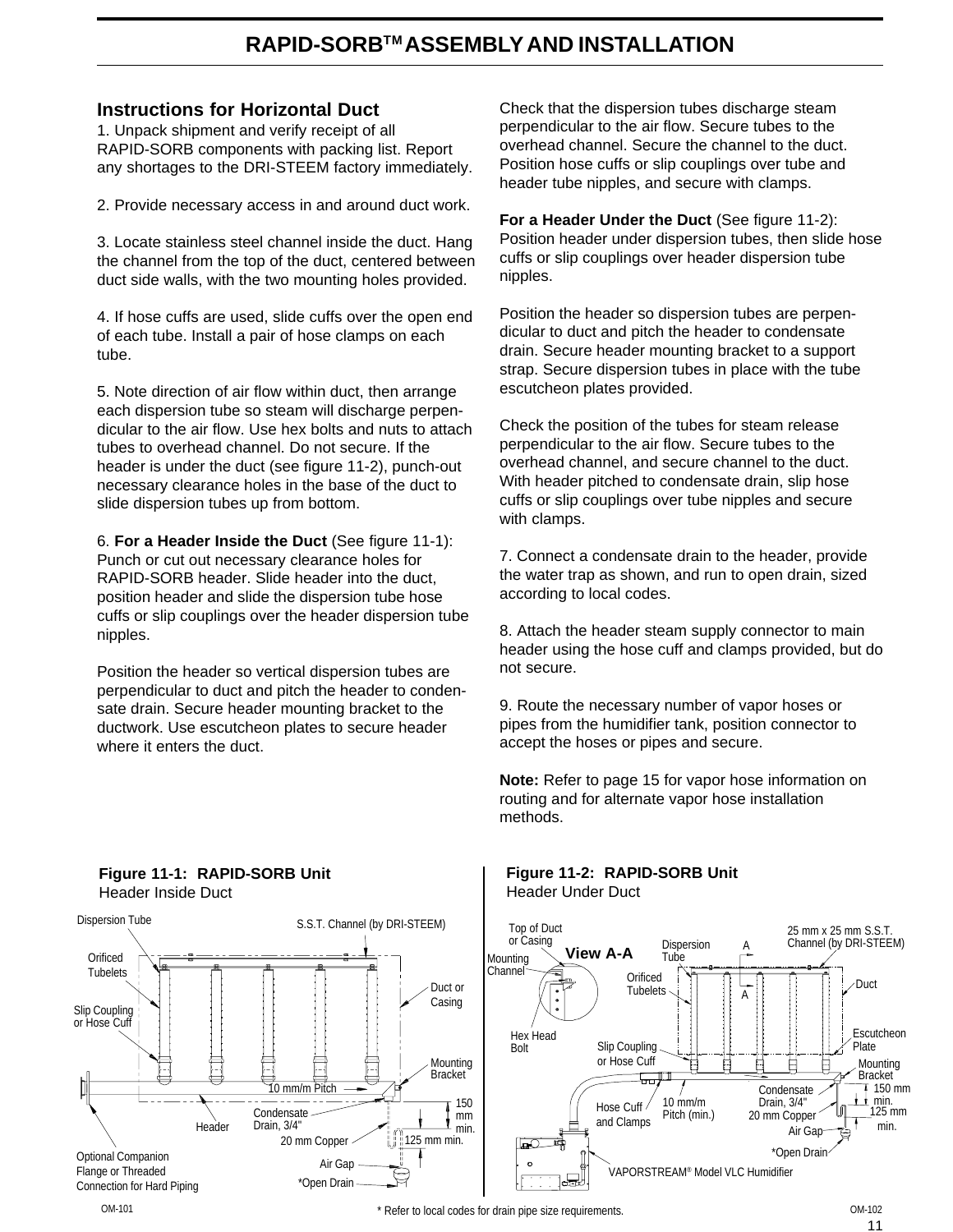# RAPID-SORB™ ASSEMBLY AND INSTALLATION

## Instructions for Horizontal Duct

1. Unpack shipment and verify receipt of all RAPID-SORB components with packing list. Report any shortages to the DRI-STEEM factory immediately.

2. Provide necessary access in and around duct work.

3. Locate stainless steel channel inside the duct. Hang the channel from the top of the duct, centered between duct side walls, with the two mounting holes provided.

4. If hose cuffs are used, slide cuffs over the open end of each tube. Install a pair of hose clamps on each tube.

5. Note direction of air flow within duct, then arrange each dispersion tube so steam will discharge perpendicular to the air flow. Use hex bolts and nuts to attach tubes to overhead channel. Do not secure. If the header is under the duct (see figure 11-2), punch-out necessary clearance holes in the base of the duct to slide dispersion tubes up from bottom.

6. **For a Header Inside the Duct** (See figure 11-1): Punch or cut out necessary clearance holes for RAPID-SORB header. Slide header into the duct, position header and slide the dispersion tube hose cuffs or slip couplings over the header dispersion tube nipples.

Position the header so vertical dispersion tubes are perpendicular to duct and pitch the header to condensate drain. Secure header mounting bracket to the ductwork. Use escutcheon plates to secure header where it enters the duct.

Check that the dispersion tubes discharge steam perpendicular to the air flow. Secure tubes to the overhead channel. Secure the channel to the duct. Position hose cuffs or slip couplings over tube and header tube nipples, and secure with clamps.

**For a Header Under the Duct** (See figure 11-2): Position header under dispersion tubes, then slide hose cuffs or slip couplings over header dispersion tube nipples.

Position the header so dispersion tubes are perpendicular to duct and pitch the header to condensate drain. Secure header mounting bracket to a support strap. Secure dispersion tubes in place with the tube escutcheon plates provided.

Check the position of the tubes for steam release perpendicular to the air flow. Secure tubes to the overhead channel, and secure channel to the duct. With header pitched to condensate drain, slip hose cuffs or slip couplings over tube nipples and secure with clamps.

7. Connect a condensate drain to the header, provide the water trap as shown, and run to open drain, sized according to local codes.

8. Attach the header steam supply connector to main header using the hose cuff and clamps provided, but do not secure.

9. Route the necessary number of vapor hoses or pipes from the humidifier tank, position connector to accept the hoses or pipes and secure.

**Note:** Refer to page 15 for vapor hose information on routing and for alternate vapor hose installation methods.

**Figure 11-1: RAPID-SORB Unit**
Header Inside Duct

Dispersion Tube, S.S.T. Channel (by DRI-STEEM), Orificed Tubelets, Duct or Casing, Slip Coupling or Hose Cuff, Mounting Bracket, 10 mm/m Pitch, 150 mm min., Header, Condensate Drain, 3/4", 20 mm Copper, 125 mm min., Air Gap, *Open Drain, Optional Companion Flange or Threaded Connection for Hard Piping

OM-101

**Figure 11-2: RAPID-SORB Unit**
Header Under Duct

Top of Duct or Casing, Mounting Channel, View A-A, Hex Head Bolt, Dispersion Tube, A, A, 25 mm x 25 mm S.S.T. Channel (by DRI-STEEM), Orificed Tubelets, Duct, Escutcheon Plate, Slip Coupling or Hose Cuff, Mounting Bracket, 150 mm min., Hose Cuff and Clamps, 10 mm/m Pitch (min.), Condensate Drain, 3/4", 20 mm Copper, 125 mm min., Air Gap, *Open Drain, VAPORSTREAM® Model VLC Humidifier

OM-102

* Refer to local codes for drain pipe size requirements.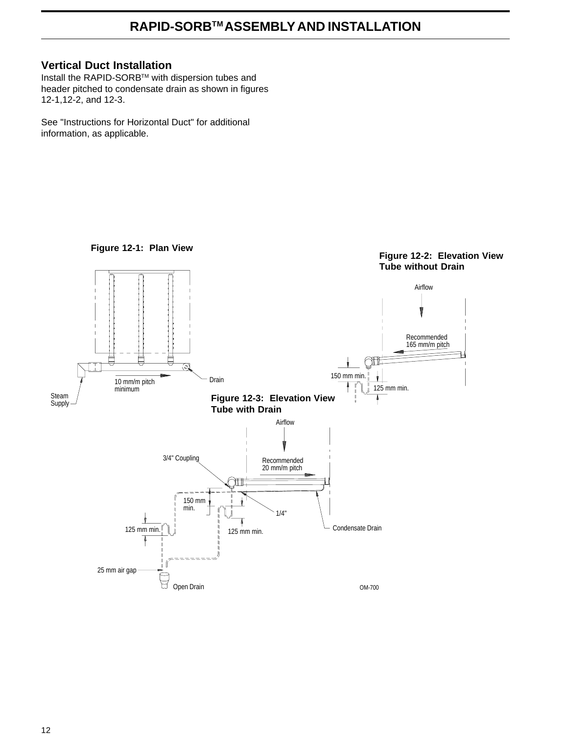# RAPID-SORB[TM] ASSEMBLY AND INSTALLATION

## Vertical Duct Installation

Install the RAPID-SORB[TM] with dispersion tubes and header pitched to condensate drain as shown in figures 12-1,12-2, and 12-3.

See "Instructions for Horizontal Duct" for additional information, as applicable.

**Figure 12-1: Plan View**

Steam Supply

10 mm/m pitch minimum

Drain

**Figure 12-2: Elevation View Tube without Drain**

Airflow

Recommended 165 mm/m pitch

150 mm min.

125 mm min.

**Figure 12-3: Elevation View Tube with Drain**

Airflow

3/4" Coupling

Recommended 20 mm/m pitch

150 mm min.

1/4"

125 mm min.

125 mm min.

Condensate Drain

25 mm air gap

Open Drain

OM-700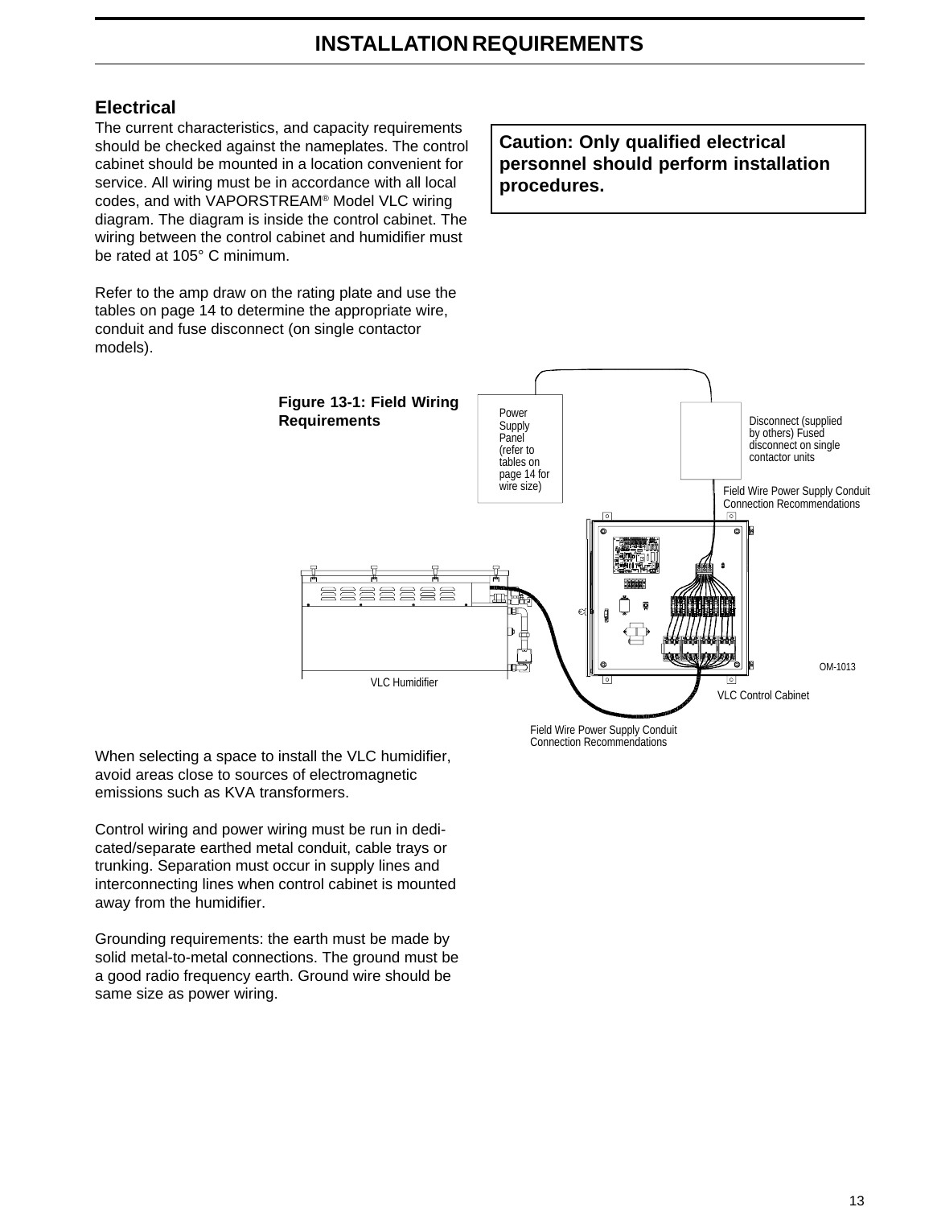# INSTALLATION REQUIREMENTS

## Electrical

The current characteristics, and capacity requirements should be checked against the nameplates. The control cabinet should be mounted in a location convenient for service. All wiring must be in accordance with all local codes, and with VAPORSTREAM® Model VLC wiring diagram. The diagram is inside the control cabinet. The wiring between the control cabinet and humidifier must be rated at 105° C minimum.

Refer to the amp draw on the rating plate and use the tables on page 14 to determine the appropriate wire, conduit and fuse disconnect (on single contactor models).

**Caution: Only qualified electrical personnel should perform installation procedures.**

**Figure 13-1: Field Wiring Requirements**

Power Supply Panel (refer to tables on page 14 for wire size)

Disconnect (supplied by others) Fused disconnect on single contactor units

Field Wire Power Supply Conduit Connection Recommendations

VLC Humidifier

VLC Control Cabinet

OM-1013

Field Wire Power Supply Conduit Connection Recommendations

When selecting a space to install the VLC humidifier, avoid areas close to sources of electromagnetic emissions such as KVA transformers.

Control wiring and power wiring must be run in dedicated/separate earthed metal conduit, cable trays or trunking. Separation must occur in supply lines and interconnecting lines when control cabinet is mounted away from the humidifier.

Grounding requirements: the earth must be made by solid metal-to-metal connections. The ground must be a good radio frequency earth. Ground wire should be same size as power wiring.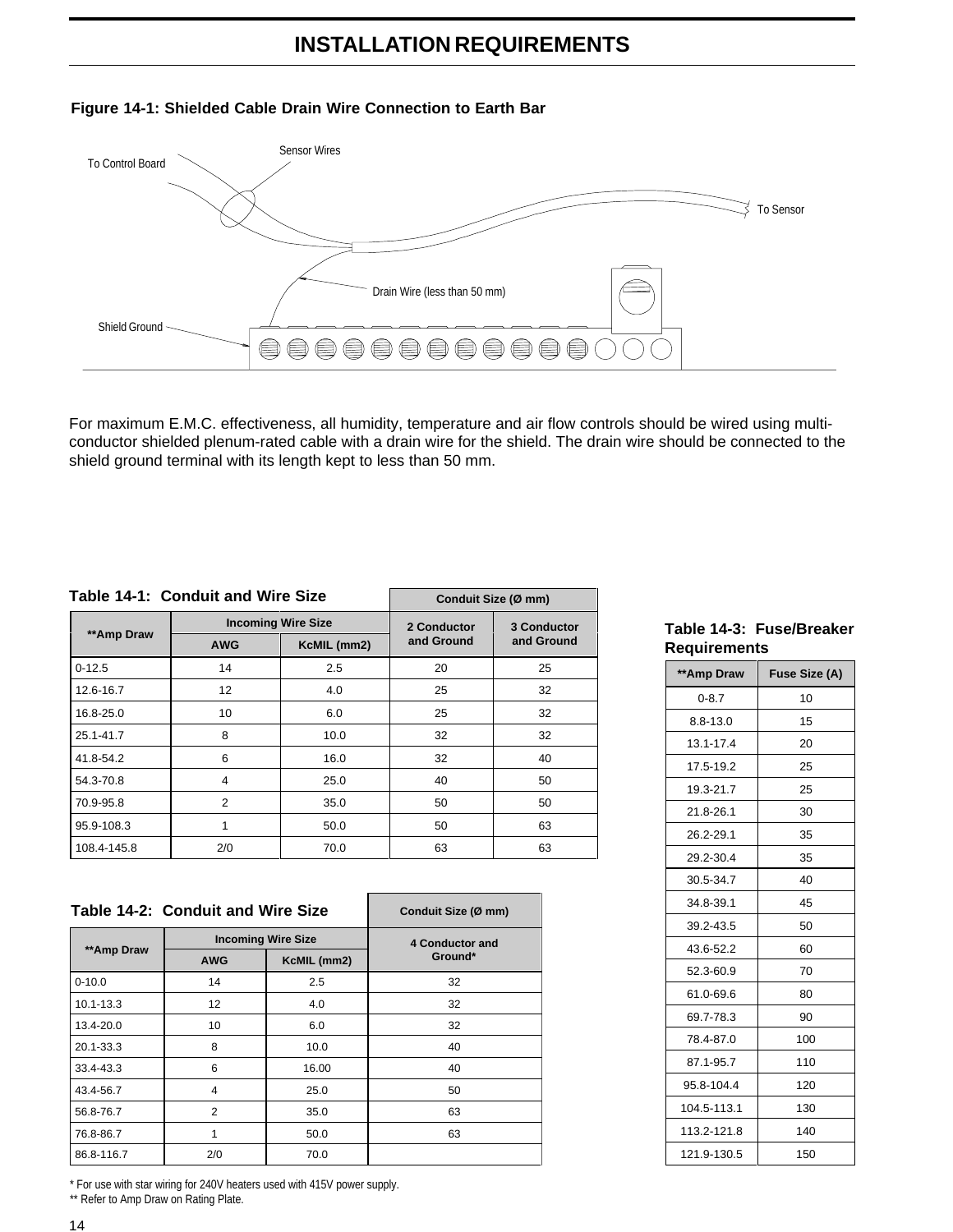# INSTALLATION REQUIREMENTS

**Figure 14-1: Shielded Cable Drain Wire Connection to Earth Bar**

To Control Board

Sensor Wires

To Sensor

Drain Wire (less than 50 mm)

Shield Ground

For maximum E.M.C. effectiveness, all humidity, temperature and air flow controls should be wired using multi-conductor shielded plenum-rated cable with a drain wire for the shield. The drain wire should be connected to the shield ground terminal with its length kept to less than 50 mm.

**Table 14-1: Conduit and Wire Size**

| **Amp Draw | Incoming Wire Size | | Conduit Size (Ø mm) | |
|---|---|---|---|---|
| | AWG | KcMIL (mm2) | 2 Conductor and Ground | 3 Conductor and Ground |
| 0-12.5 | 14 | 2.5 | 20 | 25 |
| 12.6-16.7 | 12 | 4.0 | 25 | 32 |
| 16.8-25.0 | 10 | 6.0 | 25 | 32 |
| 25.1-41.7 | 8 | 10.0 | 32 | 32 |
| 41.8-54.2 | 6 | 16.0 | 32 | 40 |
| 54.3-70.8 | 4 | 25.0 | 40 | 50 |
| 70.9-95.8 | 2 | 35.0 | 50 | 50 |
| 95.9-108.3 | 1 | 50.0 | 50 | 63 |
| 108.4-145.8 | 2/0 | 70.0 | 63 | 63 |

**Table 14-2: Conduit and Wire Size**

| **Amp Draw | Incoming Wire Size | | Conduit Size (Ø mm) |
|---|---|---|---|
| | AWG | KcMIL (mm2) | 4 Conductor and Ground* |
| 0-10.0 | 14 | 2.5 | 32 |
| 10.1-13.3 | 12 | 4.0 | 32 |
| 13.4-20.0 | 10 | 6.0 | 32 |
| 20.1-33.3 | 8 | 10.0 | 40 |
| 33.4-43.3 | 6 | 16.00 | 40 |
| 43.4-56.7 | 4 | 25.0 | 50 |
| 56.8-76.7 | 2 | 35.0 | 63 |
| 76.8-86.7 | 1 | 50.0 | 63 |
| 86.8-116.7 | 2/0 | 70.0 | |

* For use with star wiring for 240V heaters used with 415V power supply.

** Refer to Amp Draw on Rating Plate.

**Table 14-3: Fuse/Breaker Requirements**

| **Amp Draw | Fuse Size (A) |
|---|---|
| 0-8.7 | 10 |
| 8.8-13.0 | 15 |
| 13.1-17.4 | 20 |
| 17.5-19.2 | 25 |
| 19.3-21.7 | 25 |
| 21.8-26.1 | 30 |
| 26.2-29.1 | 35 |
| 29.2-30.4 | 35 |
| 30.5-34.7 | 40 |
| 34.8-39.1 | 45 |
| 39.2-43.5 | 50 |
| 43.6-52.2 | 60 |
| 52.3-60.9 | 70 |
| 61.0-69.6 | 80 |
| 69.7-78.3 | 90 |
| 78.4-87.0 | 100 |
| 87.1-95.7 | 110 |
| 95.8-104.4 | 120 |
| 104.5-113.1 | 130 |
| 113.2-121.8 | 140 |
| 121.9-130.5 | 150 |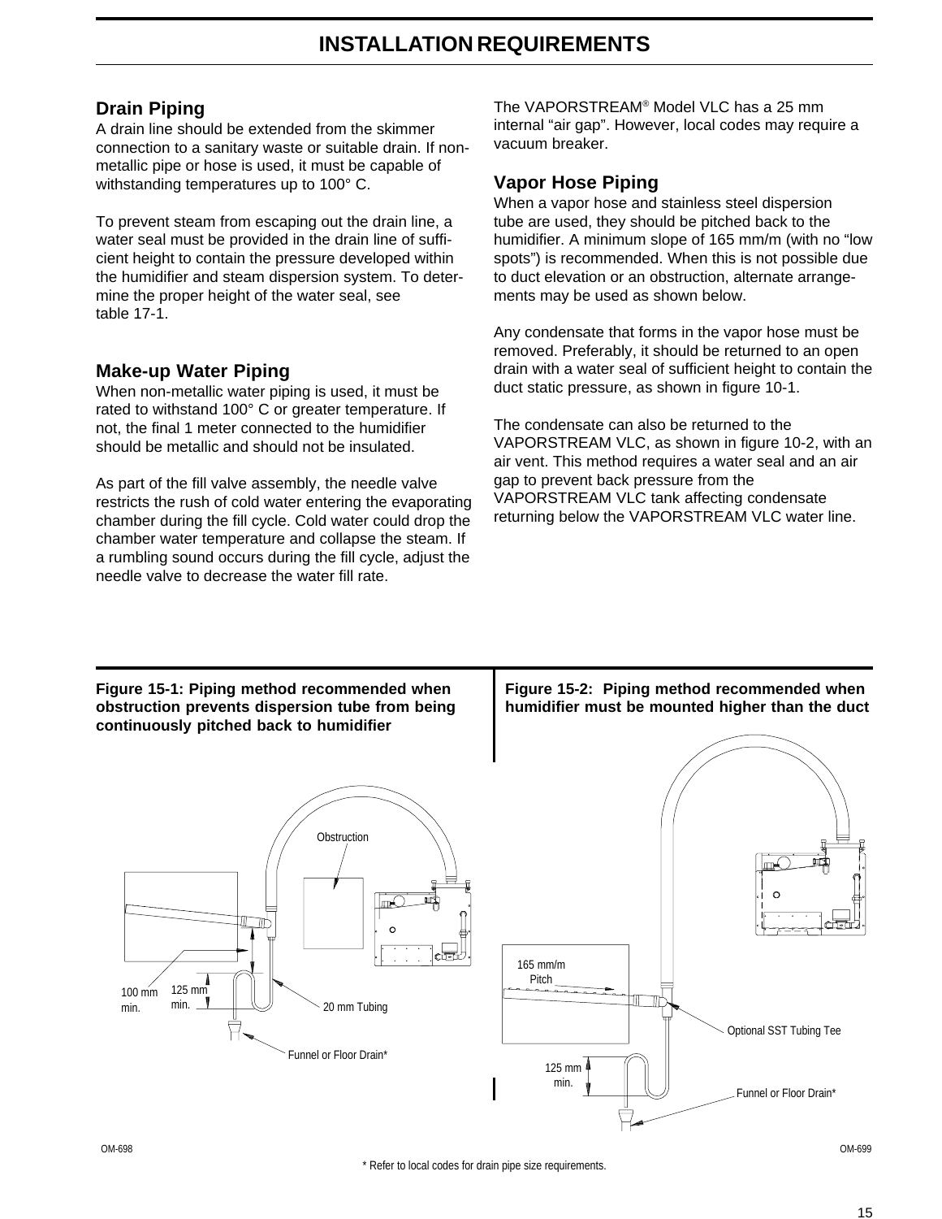# INSTALLATION REQUIREMENTS

## Drain Piping

A drain line should be extended from the skimmer connection to a sanitary waste or suitable drain. If non-metallic pipe or hose is used, it must be capable of withstanding temperatures up to 100° C.

To prevent steam from escaping out the drain line, a water seal must be provided in the drain line of sufficient height to contain the pressure developed within the humidifier and steam dispersion system. To determine the proper height of the water seal, see table 17-1.

## Make-up Water Piping

When non-metallic water piping is used, it must be rated to withstand 100° C or greater temperature. If not, the final 1 meter connected to the humidifier should be metallic and should not be insulated.

As part of the fill valve assembly, the needle valve restricts the rush of cold water entering the evaporating chamber during the fill cycle. Cold water could drop the chamber water temperature and collapse the steam. If a rumbling sound occurs during the fill cycle, adjust the needle valve to decrease the water fill rate.

The VAPORSTREAM® Model VLC has a 25 mm internal "air gap". However, local codes may require a vacuum breaker.

## Vapor Hose Piping

When a vapor hose and stainless steel dispersion tube are used, they should be pitched back to the humidifier. A minimum slope of 165 mm/m (with no "low spots") is recommended. When this is not possible due to duct elevation or an obstruction, alternate arrangements may be used as shown below.

Any condensate that forms in the vapor hose must be removed. Preferably, it should be returned to an open drain with a water seal of sufficient height to contain the duct static pressure, as shown in figure 10-1.

The condensate can also be returned to the VAPORSTREAM VLC, as shown in figure 10-2, with an air vent. This method requires a water seal and an air gap to prevent back pressure from the VAPORSTREAM VLC tank affecting condensate returning below the VAPORSTREAM VLC water line.

**Figure 15-1: Piping method recommended when obstruction prevents dispersion tube from being continuously pitched back to humidifier**

Obstruction

100 mm min.

125 mm min.

20 mm Tubing

Funnel or Floor Drain*

OM-698

**Figure 15-2: Piping method recommended when humidifier must be mounted higher than the duct**

165 mm/m Pitch

Optional SST Tubing Tee

125 mm min.

Funnel or Floor Drain*

OM-699

\* Refer to local codes for drain pipe size requirements.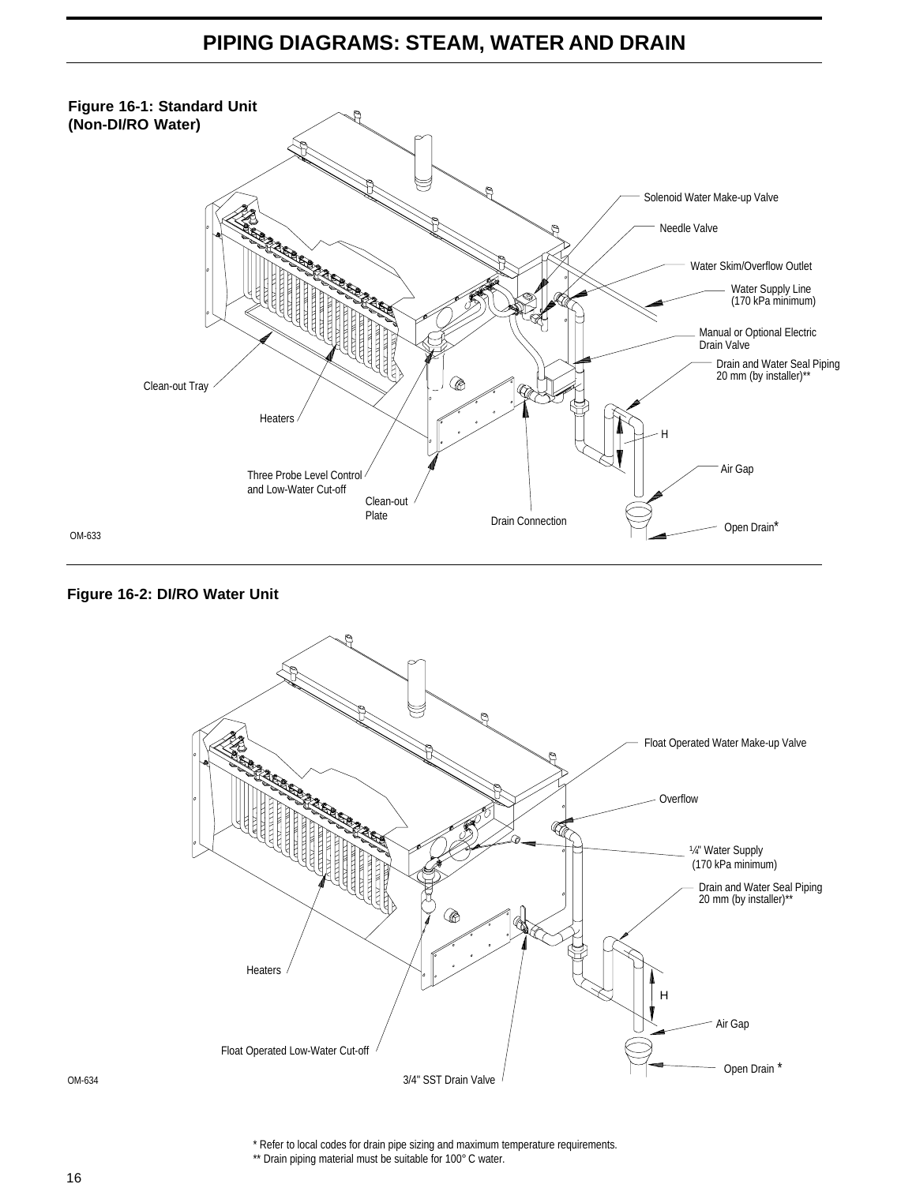# PIPING DIAGRAMS: STEAM, WATER AND DRAIN

**Figure 16-1: Standard Unit (Non-DI/RO Water)**

Solenoid Water Make-up Valve

Needle Valve

Water Skim/Overflow Outlet

Water Supply Line (170 kPa minimum)

Manual or Optional Electric Drain Valve

Drain and Water Seal Piping 20 mm (by installer)**

H

Air Gap

Open Drain*

Clean-out Tray

Heaters

Three Probe Level Control and Low-Water Cut-off

Clean-out Plate

Drain Connection

OM-633

**Figure 16-2: DI/RO Water Unit**

Float Operated Water Make-up Valve

Overflow

¼" Water Supply (170 kPa minimum)

Drain and Water Seal Piping 20 mm (by installer)**

H

Air Gap

Open Drain *

Heaters

Float Operated Low-Water Cut-off

3/4" SST Drain Valve

OM-634

* Refer to local codes for drain pipe sizing and maximum temperature requirements.

** Drain piping material must be suitable for 100° C water.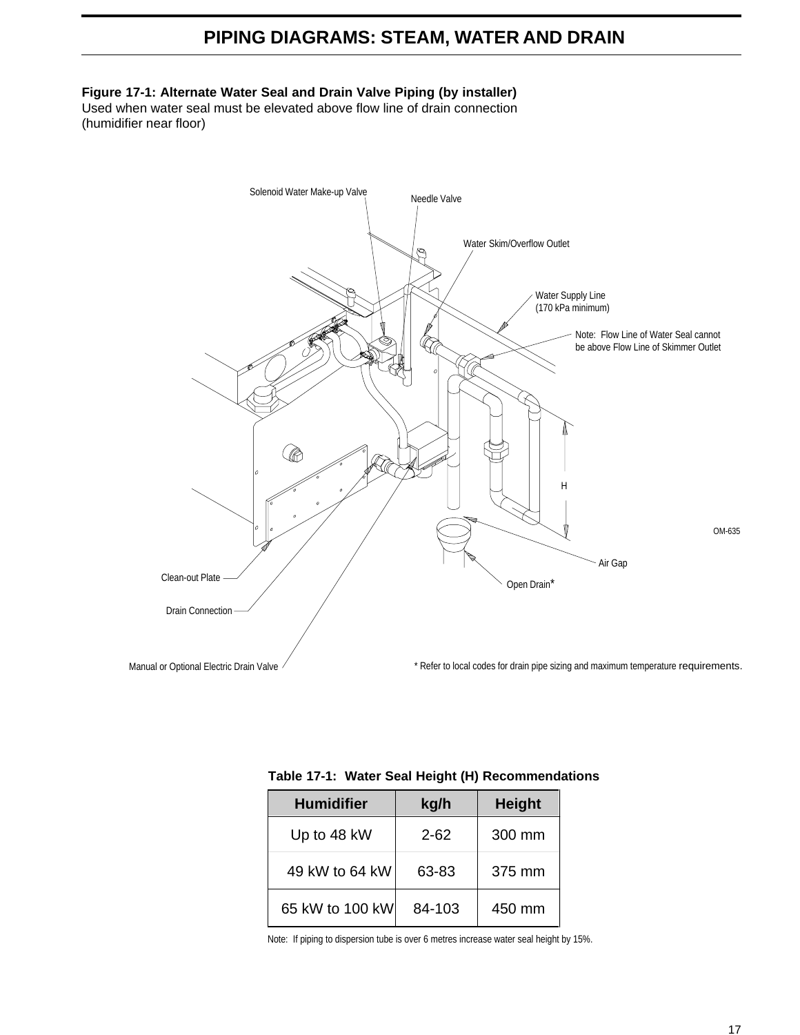# PIPING DIAGRAMS: STEAM, WATER AND DRAIN

**Figure 17-1: Alternate Water Seal and Drain Valve Piping (by installer)**
Used when water seal must be elevated above flow line of drain connection (humidifier near floor)

Solenoid Water Make-up Valve

Needle Valve

Water Skim/Overflow Outlet

Water Supply Line (170 kPa minimum)

Note: Flow Line of Water Seal cannot be above Flow Line of Skimmer Outlet

H

OM-635

Air Gap

Open Drain*

Clean-out Plate

Drain Connection

Manual or Optional Electric Drain Valve

* Refer to local codes for drain pipe sizing and maximum temperature requirements.

**Table 17-1: Water Seal Height (H) Recommendations**

| Humidifier | kg/h | Height |
|---|---|---|
| Up to 48 kW | 2-62 | 300 mm |
| 49 kW to 64 kW | 63-83 | 375 mm |
| 65 kW to 100 kW | 84-103 | 450 mm |

Note: If piping to dispersion tube is over 6 metres increase water seal height by 15%.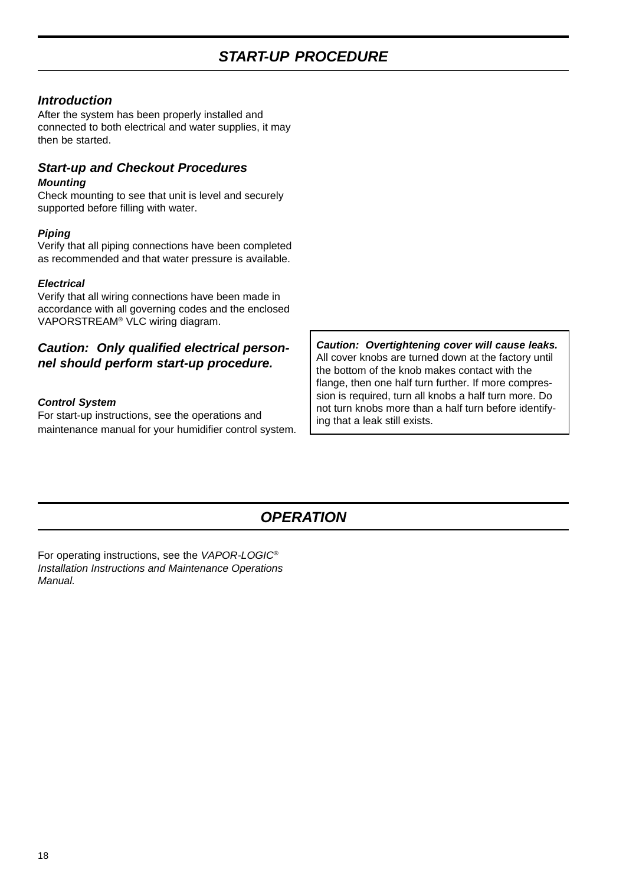# *START-UP PROCEDURE*

## *Introduction*

After the system has been properly installed and connected to both electrical and water supplies, it may then be started.

## *Start-up and Checkout Procedures*

### *Mounting*

Check mounting to see that unit is level and securely supported before filling with water.

### *Piping*

Verify that all piping connections have been completed as recommended and that water pressure is available.

### *Electrical*

Verify that all wiring connections have been made in accordance with all governing codes and the enclosed VAPORSTREAM® VLC wiring diagram.

## *Caution: Only qualified electrical personnel should perform start-up procedure.*

### *Control System*

For start-up instructions, see the operations and maintenance manual for your humidifier control system.

***Caution: Overtightening cover will cause leaks.*** All cover knobs are turned down at the factory until the bottom of the knob makes contact with the flange, then one half turn further. If more compression is required, turn all knobs a half turn more. Do not turn knobs more than a half turn before identifying that a leak still exists.

# *OPERATION*

For operating instructions, see the *VAPOR-LOGIC® Installation Instructions and Maintenance Operations Manual.*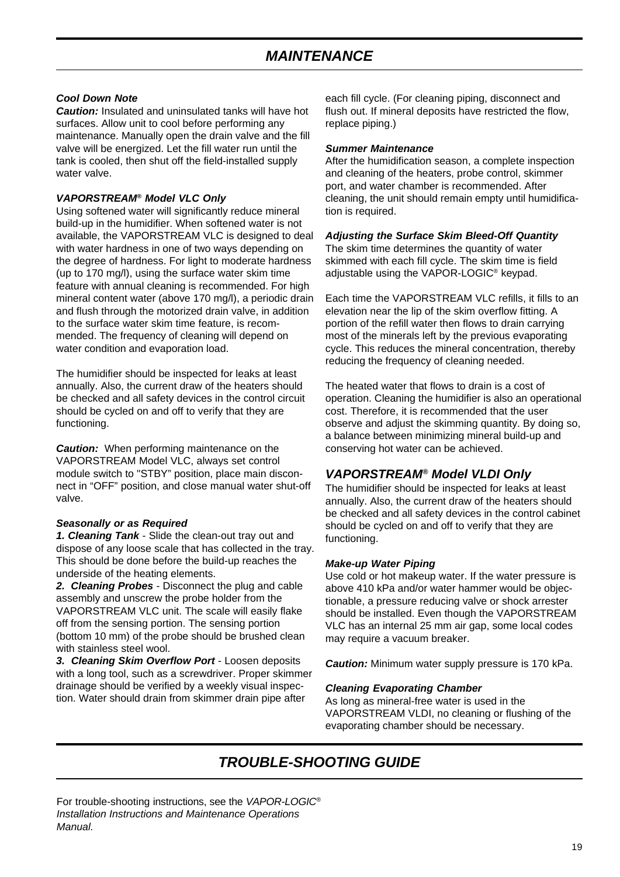# MAINTENANCE

***Cool Down Note***

***Caution:*** Insulated and uninsulated tanks will have hot surfaces. Allow unit to cool before performing any maintenance. Manually open the drain valve and the fill valve will be energized. Let the fill water run until the tank is cooled, then shut off the field-installed supply water valve.

***VAPORSTREAM® Model VLC Only***

Using softened water will significantly reduce mineral build-up in the humidifier. When softened water is not available, the VAPORSTREAM VLC is designed to deal with water hardness in one of two ways depending on the degree of hardness. For light to moderate hardness (up to 170 mg/l), using the surface water skim time feature with annual cleaning is recommended. For high mineral content water (above 170 mg/l), a periodic drain and flush through the motorized drain valve, in addition to the surface water skim time feature, is recommended. The frequency of cleaning will depend on water condition and evaporation load.

The humidifier should be inspected for leaks at least annually. Also, the current draw of the heaters should be checked and all safety devices in the control circuit should be cycled on and off to verify that they are functioning.

***Caution:*** When performing maintenance on the VAPORSTREAM Model VLC, always set control module switch to "STBY" position, place main disconnect in "OFF" position, and close manual water shut-off valve.

***Seasonally or as Required***

***1. Cleaning Tank*** - Slide the clean-out tray out and dispose of any loose scale that has collected in the tray. This should be done before the build-up reaches the underside of the heating elements.

***2. Cleaning Probes*** - Disconnect the plug and cable assembly and unscrew the probe holder from the VAPORSTREAM VLC unit. The scale will easily flake off from the sensing portion. The sensing portion (bottom 10 mm) of the probe should be brushed clean with stainless steel wool.

***3. Cleaning Skim Overflow Port*** - Loosen deposits with a long tool, such as a screwdriver. Proper skimmer drainage should be verified by a weekly visual inspection. Water should drain from skimmer drain pipe after each fill cycle. (For cleaning piping, disconnect and flush out. If mineral deposits have restricted the flow, replace piping.)

***Summer Maintenance***

After the humidification season, a complete inspection and cleaning of the heaters, probe control, skimmer port, and water chamber is recommended. After cleaning, the unit should remain empty until humidification is required.

***Adjusting the Surface Skim Bleed-Off Quantity***

The skim time determines the quantity of water skimmed with each fill cycle. The skim time is field adjustable using the VAPOR-LOGIC® keypad.

Each time the VAPORSTREAM VLC refills, it fills to an elevation near the lip of the skim overflow fitting. A portion of the refill water then flows to drain carrying most of the minerals left by the previous evaporating cycle. This reduces the mineral concentration, thereby reducing the frequency of cleaning needed.

The heated water that flows to drain is a cost of operation. Cleaning the humidifier is also an operational cost. Therefore, it is recommended that the user observe and adjust the skimming quantity. By doing so, a balance between minimizing mineral build-up and conserving hot water can be achieved.

## *VAPORSTREAM® Model VLDI Only*

The humidifier should be inspected for leaks at least annually. Also, the current draw of the heaters should be checked and all safety devices in the control cabinet should be cycled on and off to verify that they are functioning.

***Make-up Water Piping***

Use cold or hot makeup water. If the water pressure is above 410 kPa and/or water hammer would be objectionable, a pressure reducing valve or shock arrester should be installed. Even though the VAPORSTREAM VLC has an internal 25 mm air gap, some local codes may require a vacuum breaker.

***Caution:*** Minimum water supply pressure is 170 kPa.

***Cleaning Evaporating Chamber***

As long as mineral-free water is used in the VAPORSTREAM VLDI, no cleaning or flushing of the evaporating chamber should be necessary.

# TROUBLE-SHOOTING GUIDE

For trouble-shooting instructions, see the *VAPOR-LOGIC® Installation Instructions and Maintenance Operations Manual.*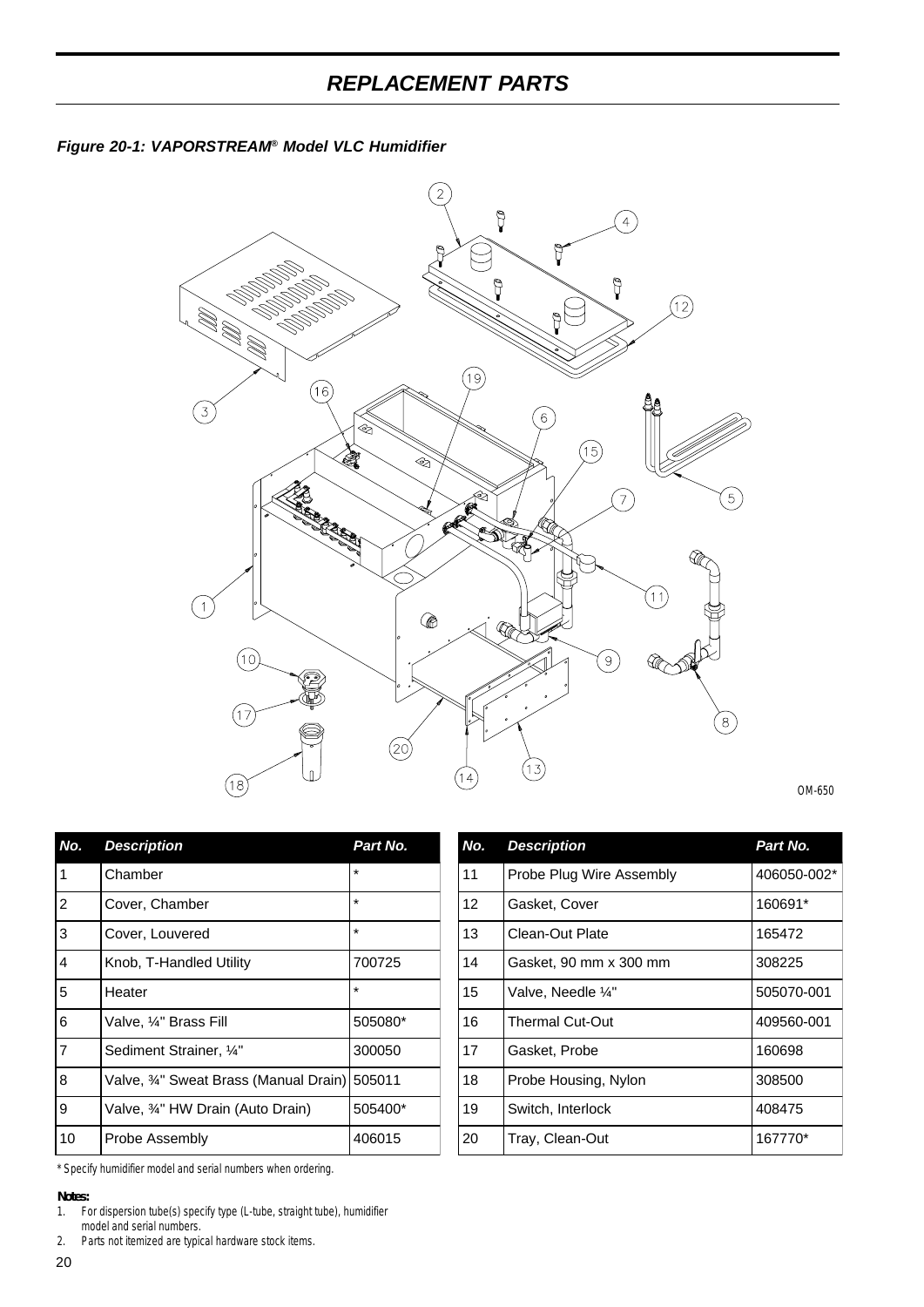# REPLACEMENT PARTS

***Figure 20-1: VAPORSTREAM® Model VLC Humidifier***

| No. | Description | Part No. |
|---|---|---|
| 1 | Chamber | * |
| 2 | Cover, Chamber | * |
| 3 | Cover, Louvered | * |
| 4 | Knob, T-Handled Utility | 700725 |
| 5 | Heater | * |
| 6 | Valve, ¼" Brass Fill | 505080* |
| 7 | Sediment Strainer, ¼" | 300050 |
| 8 | Valve, ¾" Sweat Brass (Manual Drain) | 505011 |
| 9 | Valve, ¾" HW Drain (Auto Drain) | 505400* |
| 10 | Probe Assembly | 406015 |
| 11 | Probe Plug Wire Assembly | 406050-002* |
| 12 | Gasket, Cover | 160691* |
| 13 | Clean-Out Plate | 165472 |
| 14 | Gasket, 90 mm x 300 mm | 308225 |
| 15 | Valve, Needle ¼" | 505070-001 |
| 16 | Thermal Cut-Out | 409560-001 |
| 17 | Gasket, Probe | 160698 |
| 18 | Probe Housing, Nylon | 308500 |
| 19 | Switch, Interlock | 408475 |
| 20 | Tray, Clean-Out | 167770* |

* Specify humidifier model and serial numbers when ordering.

**Notes:**

1. For dispersion tube(s) specify type (L-tube, straight tube), humidifier model and serial numbers.
2. Parts not itemized are typical hardware stock items.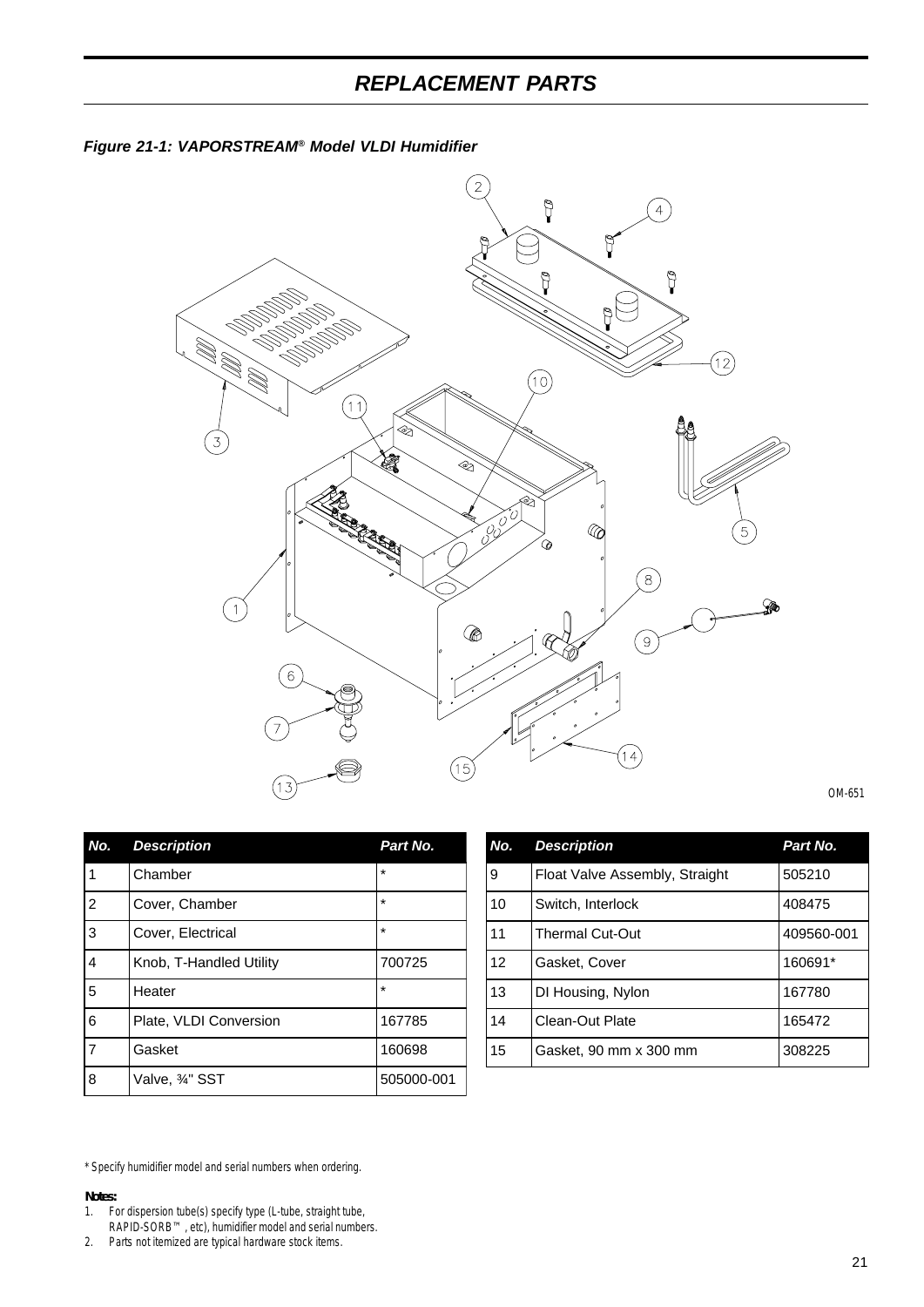# *REPLACEMENT PARTS*

***Figure 21-1: VAPORSTREAM® Model VLDI Humidifier***

OM-651

| No. | Description | Part No. |
|---|---|---|
| 1 | Chamber | * |
| 2 | Cover, Chamber | * |
| 3 | Cover, Electrical | * |
| 4 | Knob, T-Handled Utility | 700725 |
| 5 | Heater | * |
| 6 | Plate, VLDI Conversion | 167785 |
| 7 | Gasket | 160698 |
| 8 | Valve, ¾" SST | 505000-001 |
| 9 | Float Valve Assembly, Straight | 505210 |
| 10 | Switch, Interlock | 408475 |
| 11 | Thermal Cut-Out | 409560-001 |
| 12 | Gasket, Cover | 160691* |
| 13 | DI Housing, Nylon | 167780 |
| 14 | Clean-Out Plate | 165472 |
| 15 | Gasket, 90 mm x 300 mm | 308225 |

* Specify humidifier model and serial numbers when ordering.

**Notes:**

1. For dispersion tube(s) specify type (L-tube, straight tube, RAPID-SORB™, etc), humidifier model and serial numbers.
2. Parts not itemized are typical hardware stock items.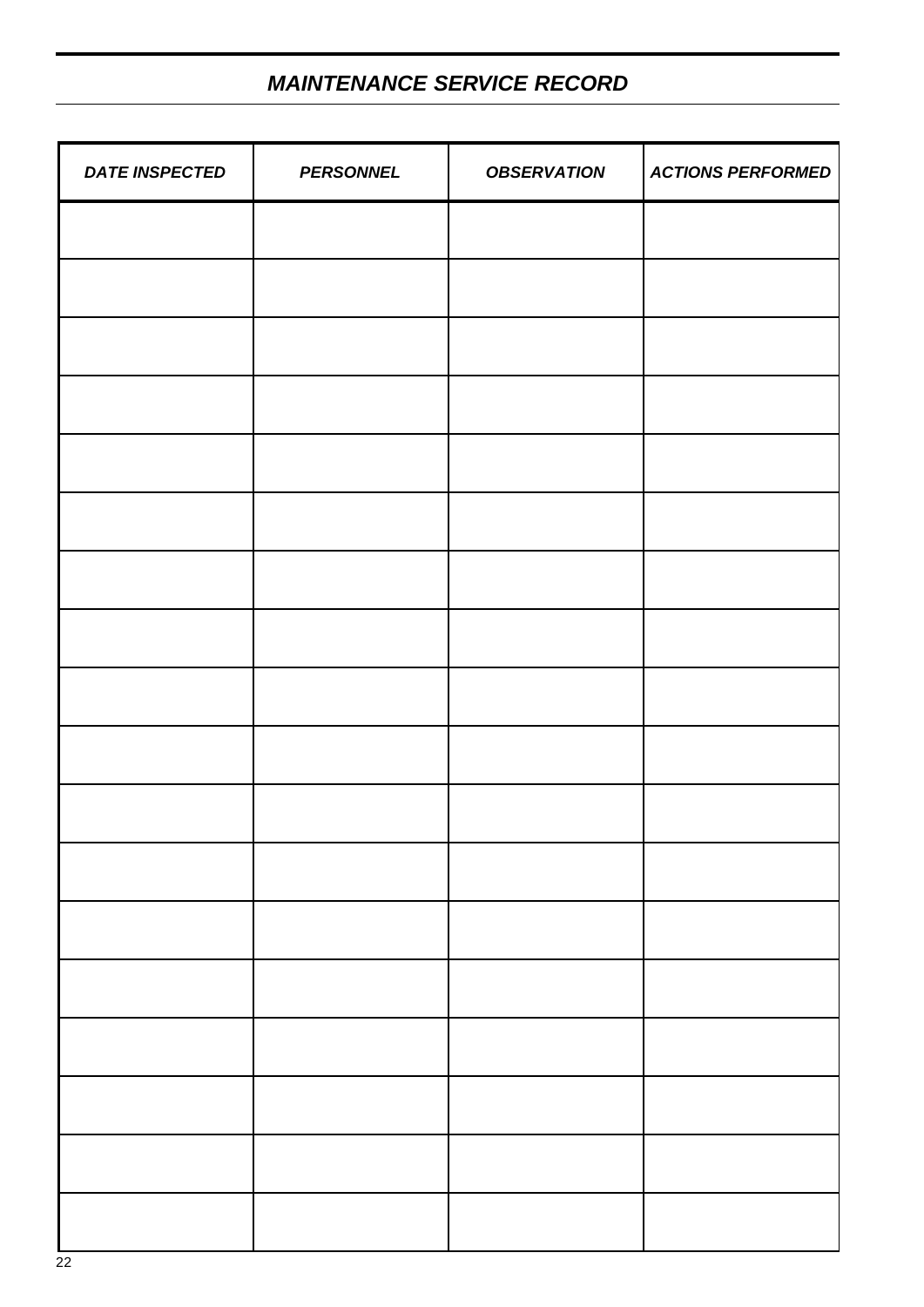## *MAINTENANCE SERVICE RECORD*

| *DATE INSPECTED* | *PERSONNEL* | *OBSERVATION* | *ACTIONS PERFORMED* |
|---|---|---|---|
| | | | |
| | | | |
| | | | |
| | | | |
| | | | |
| | | | |
| | | | |
| | | | |
| | | | |
| | | | |
| | | | |
| | | | |
| | | | |
| | | | |
| | | | |
| | | | |
| | | | |
| | | | |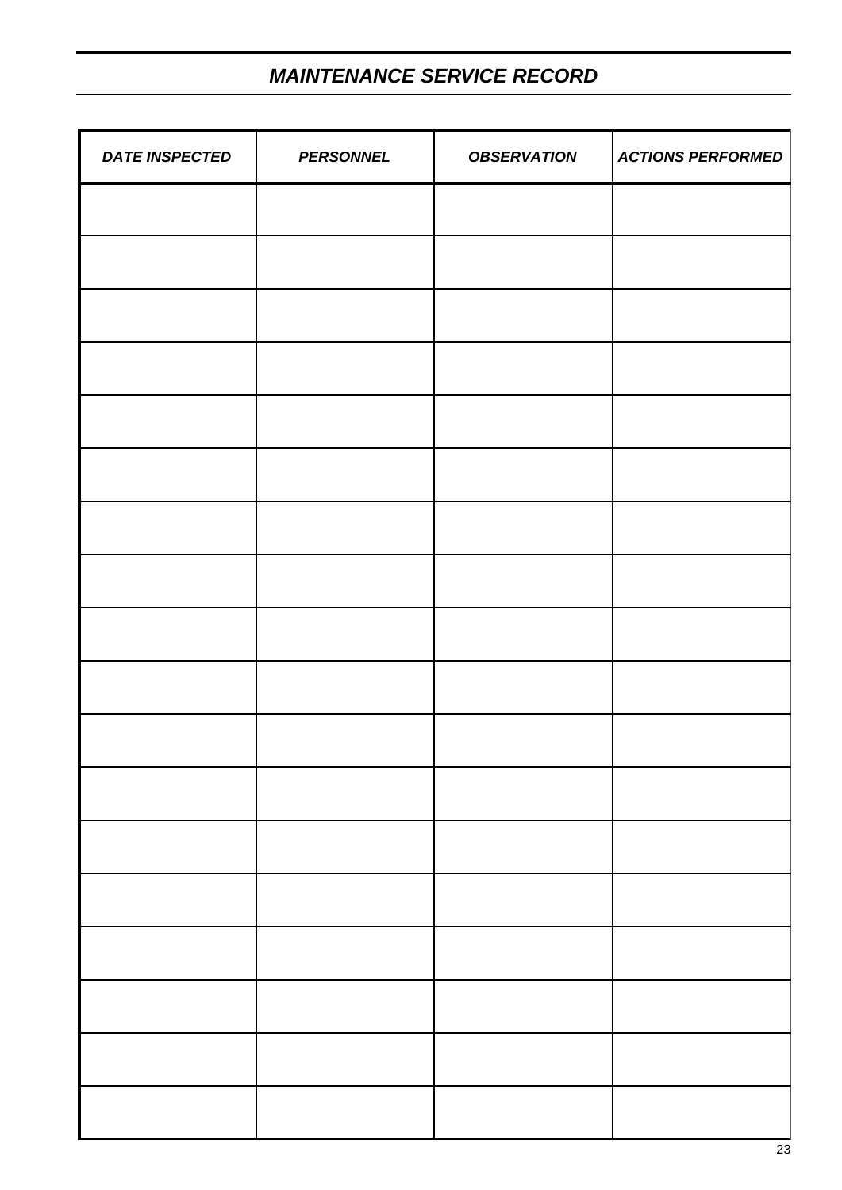# *MAINTENANCE SERVICE RECORD*

| ***DATE INSPECTED*** | ***PERSONNEL*** | ***OBSERVATION*** | ***ACTIONS PERFORMED*** |
|---|---|---|---|
| | | | |
| | | | |
| | | | |
| | | | |
| | | | |
| | | | |
| | | | |
| | | | |
| | | | |
| | | | |
| | | | |
| | | | |
| | | | |
| | | | |
| | | | |
| | | | |
| | | | |
| | | | |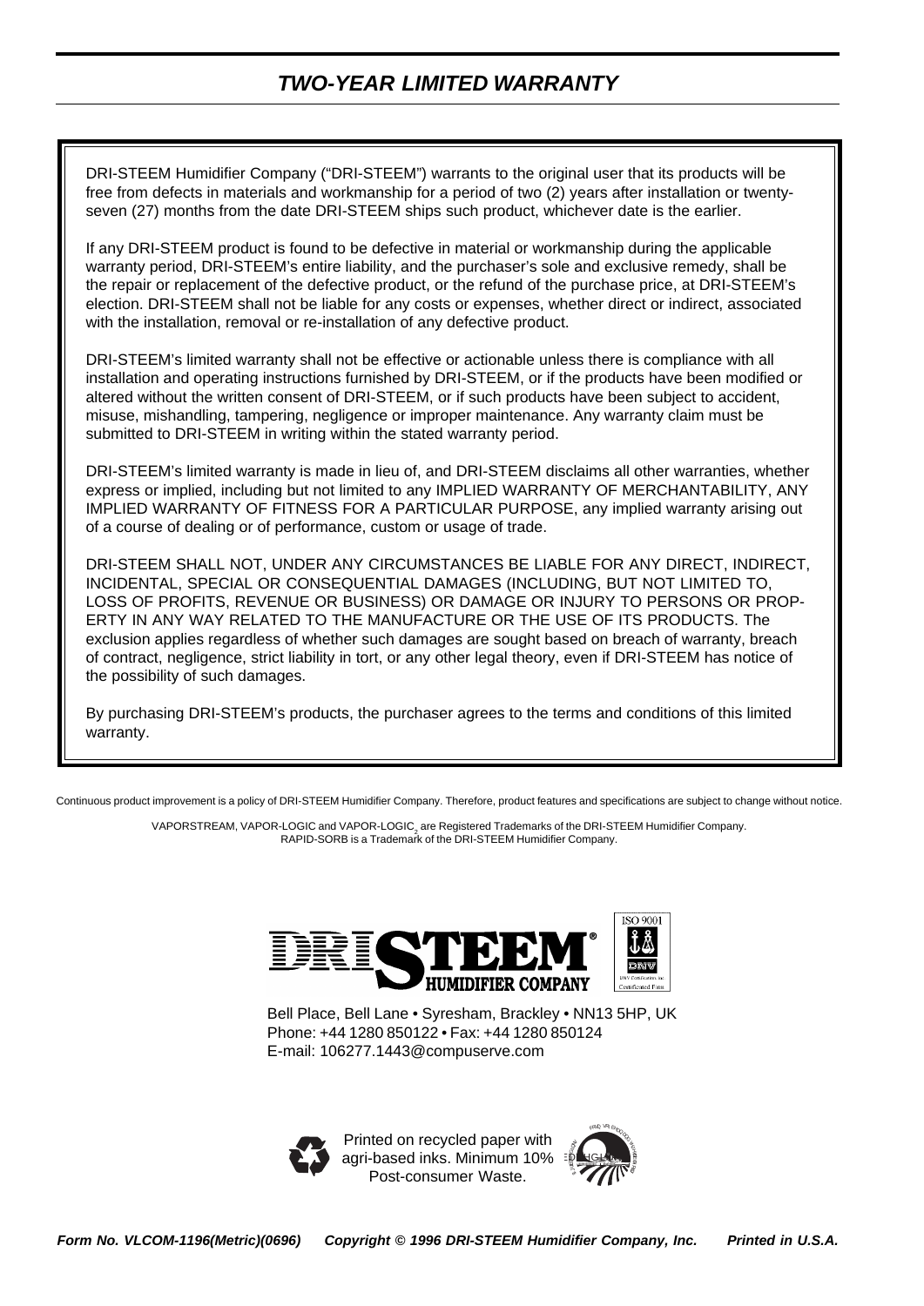## *TWO-YEAR LIMITED WARRANTY*

DRI-STEEM Humidifier Company (“DRI-STEEM”) warrants to the original user that its products will be free from defects in materials and workmanship for a period of two (2) years after installation or twenty-seven (27) months from the date DRI-STEEM ships such product, whichever date is the earlier.

If any DRI-STEEM product is found to be defective in material or workmanship during the applicable warranty period, DRI-STEEM’s entire liability, and the purchaser’s sole and exclusive remedy, shall be the repair or replacement of the defective product, or the refund of the purchase price, at DRI-STEEM’s election. DRI-STEEM shall not be liable for any costs or expenses, whether direct or indirect, associated with the installation, removal or re-installation of any defective product.

DRI-STEEM’s limited warranty shall not be effective or actionable unless there is compliance with all installation and operating instructions furnished by DRI-STEEM, or if the products have been modified or altered without the written consent of DRI-STEEM, or if such products have been subject to accident, misuse, mishandling, tampering, negligence or improper maintenance. Any warranty claim must be submitted to DRI-STEEM in writing within the stated warranty period.

DRI-STEEM’s limited warranty is made in lieu of, and DRI-STEEM disclaims all other warranties, whether express or implied, including but not limited to any IMPLIED WARRANTY OF MERCHANTABILITY, ANY IMPLIED WARRANTY OF FITNESS FOR A PARTICULAR PURPOSE, any implied warranty arising out of a course of dealing or of performance, custom or usage of trade.

DRI-STEEM SHALL NOT, UNDER ANY CIRCUMSTANCES BE LIABLE FOR ANY DIRECT, INDIRECT, INCIDENTAL, SPECIAL OR CONSEQUENTIAL DAMAGES (INCLUDING, BUT NOT LIMITED TO, LOSS OF PROFITS, REVENUE OR BUSINESS) OR DAMAGE OR INJURY TO PERSONS OR PROPERTY IN ANY WAY RELATED TO THE MANUFACTURE OR THE USE OF ITS PRODUCTS. The exclusion applies regardless of whether such damages are sought based on breach of warranty, breach of contract, negligence, strict liability in tort, or any other legal theory, even if DRI-STEEM has notice of the possibility of such damages.

By purchasing DRI-STEEM’s products, the purchaser agrees to the terms and conditions of this limited warranty.

Continuous product improvement is a policy of DRI-STEEM Humidifier Company. Therefore, product features and specifications are subject to change without notice.

VAPORSTREAM, VAPOR-LOGIC and VAPOR-LOGIC$_2$ are Registered Trademarks of the DRI-STEEM Humidifier Company.
RAPID-SORB is a Trademark of the DRI-STEEM Humidifier Company.

DRI STEEM® HUMIDIFIER COMPANY

ISO 9001 DNV Certification, Inc. Certificated Firm

Bell Place, Bell Lane • Syresham, Brackley • NN13 5HP, UK
Phone: +44 1280 850122 • Fax: +44 1280 850124
E-mail: 106277.1443@compuserve.com

Printed on recycled paper with agri-based inks. Minimum 10% Post-consumer Waste.

*Form No. VLCOM-1196(Metric)(0696) Copyright © 1996 DRI-STEEM Humidifier Company, Inc. Printed in U.S.A.*